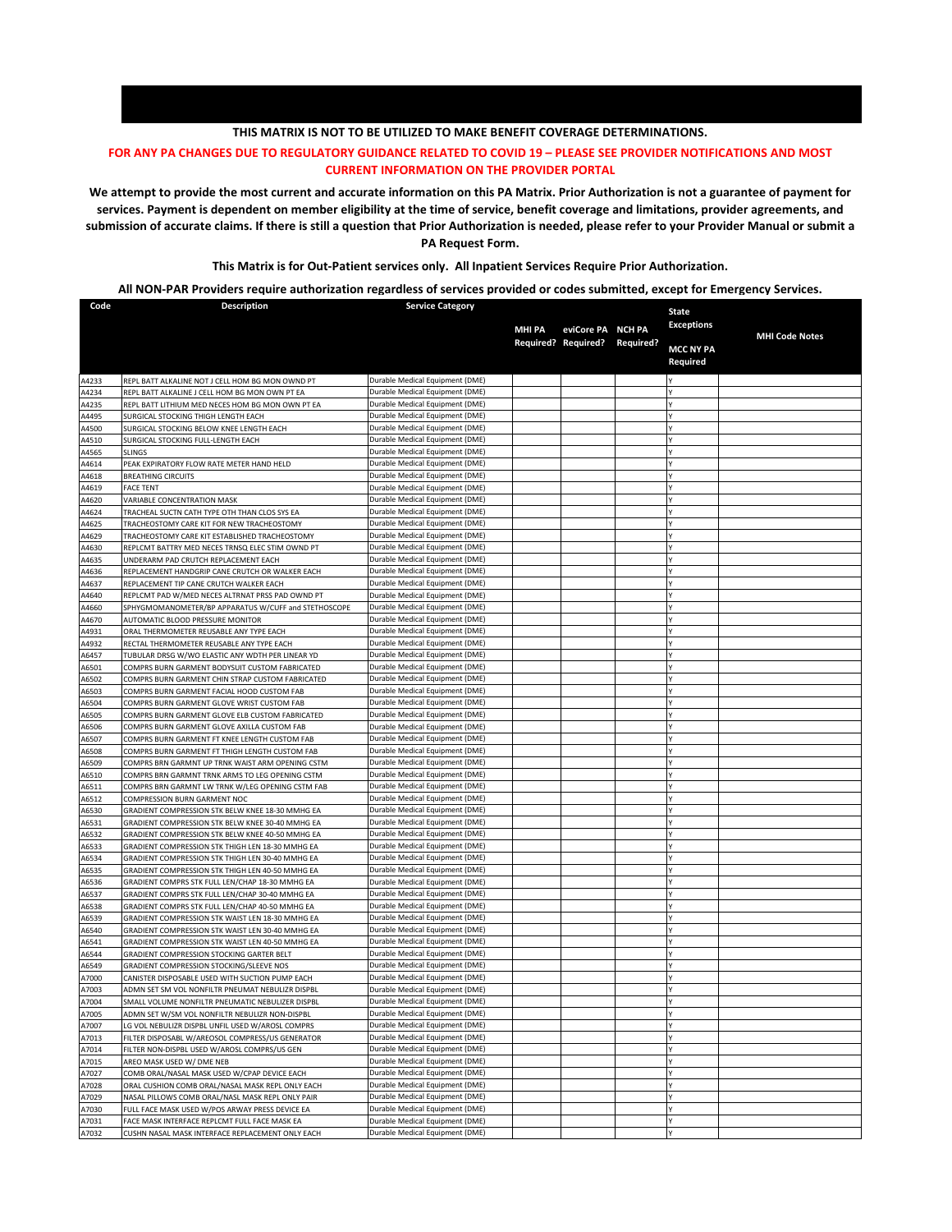**THIS MATRIX IS NOT TO BE UTILIZED TO MAKE BENEFIT COVERAGE DETERMINATIONS.**

**FOR ANY PA CHANGES DUE TO REGULATORY GUIDANCE RELATED TO COVID 19 – PLEASE SEE PROVIDER NOTIFICATIONS AND MOST CURRENT INFORMATION ON THE PROVIDER PORTAL**

**We attempt to provide the most current and accurate information on this PA Matrix. Prior Authorization is not a guarantee of payment for services. Payment is dependent on member eligibility at the time of service, benefit coverage and limitations, provider agreements, and submission of accurate claims. If there is still a question that Prior Authorization is needed, please refer to your Provider Manual or submit a PA Request Form.**

**This Matrix is for Out-Patient services only. All Inpatient Services Require Prior Authorization.**

**All NON-PAR Providers require authorization regardless of services provided or codes submitted, except for Emergency Services.**

| Code | Description | Service Category | MHI PA Required? | eviCore PA Required? | NCH PA Required? | State Exceptions MCC NY PA Required | MHI Code Notes |
|---|---|---|---|---|---|---|---|
| A4233 | REPL BATT ALKALINE NOT J CELL HOM BG MON OWND PT | Durable Medical Equipment (DME) | | | | Y | |
| A4234 | REPL BATT ALKALINE J CELL HOM BG MON OWN PT EA | Durable Medical Equipment (DME) | | | | Y | |
| A4235 | REPL BATT LITHIUM MED NECES HOM BG MON OWN PT EA | Durable Medical Equipment (DME) | | | | Y | |
| A4495 | SURGICAL STOCKING THIGH LENGTH EACH | Durable Medical Equipment (DME) | | | | Y | |
| A4500 | SURGICAL STOCKING BELOW KNEE LENGTH EACH | Durable Medical Equipment (DME) | | | | Y | |
| A4510 | SURGICAL STOCKING FULL-LENGTH EACH | Durable Medical Equipment (DME) | | | | Y | |
| A4565 | SLINGS | Durable Medical Equipment (DME) | | | | Y | |
| A4614 | PEAK EXPIRATORY FLOW RATE METER HAND HELD | Durable Medical Equipment (DME) | | | | Y | |
| A4618 | BREATHING CIRCUITS | Durable Medical Equipment (DME) | | | | Y | |
| A4619 | FACE TENT | Durable Medical Equipment (DME) | | | | Y | |
| A4620 | VARIABLE CONCENTRATION MASK | Durable Medical Equipment (DME) | | | | Y | |
| A4624 | TRACHEAL SUCTN CATH TYPE OTH THAN CLOS SYS EA | Durable Medical Equipment (DME) | | | | Y | |
| A4625 | TRACHEOSTOMY CARE KIT FOR NEW TRACHEOSTOMY | Durable Medical Equipment (DME) | | | | Y | |
| A4629 | TRACHEOSTOMY CARE KIT ESTABLISHED TRACHEOSTOMY | Durable Medical Equipment (DME) | | | | Y | |
| A4630 | REPLCMT BATTRY MED NECES TRNSQ ELEC STIM OWND PT | Durable Medical Equipment (DME) | | | | Y | |
| A4635 | UNDERARM PAD CRUTCH REPLACEMENT EACH | Durable Medical Equipment (DME) | | | | Y | |
| A4636 | REPLACEMENT HANDGRIP CANE CRUTCH OR WALKER EACH | Durable Medical Equipment (DME) | | | | Y | |
| A4637 | REPLACEMENT TIP CANE CRUTCH WALKER EACH | Durable Medical Equipment (DME) | | | | Y | |
| A4640 | REPLCMT PAD W/MED NECES ALTRNAT PRSS PAD OWND PT | Durable Medical Equipment (DME) | | | | Y | |
| A4660 | SPHYGMOMANOMETER/BP APPARATUS W/CUFF and STETHOSCOPE | Durable Medical Equipment (DME) | | | | Y | |
| A4670 | AUTOMATIC BLOOD PRESSURE MONITOR | Durable Medical Equipment (DME) | | | | Y | |
| A4931 | ORAL THERMOMETER REUSABLE ANY TYPE EACH | Durable Medical Equipment (DME) | | | | Y | |
| A4932 | RECTAL THERMOMETER REUSABLE ANY TYPE EACH | Durable Medical Equipment (DME) | | | | Y | |
| A6457 | TUBULAR DRSG W/WO ELASTIC ANY WDTH PER LINEAR YD | Durable Medical Equipment (DME) | | | | Y | |
| A6501 | COMPRS BURN GARMENT BODYSUIT CUSTOM FABRICATED | Durable Medical Equipment (DME) | | | | Y | |
| A6502 | COMPRS BURN GARMENT CHIN STRAP CUSTOM FABRICATED | Durable Medical Equipment (DME) | | | | Y | |
| A6503 | COMPRS BURN GARMENT FACIAL HOOD CUSTOM FAB | Durable Medical Equipment (DME) | | | | Y | |
| A6504 | COMPRS BURN GARMENT GLOVE WRIST CUSTOM FAB | Durable Medical Equipment (DME) | | | | Y | |
| A6505 | COMPRS BURN GARMENT GLOVE ELB CUSTOM FABRICATED | Durable Medical Equipment (DME) | | | | Y | |
| A6506 | COMPRS BURN GARMENT GLOVE AXILLA CUSTOM FAB | Durable Medical Equipment (DME) | | | | Y | |
| A6507 | COMPRS BURN GARMENT FT KNEE LENGTH CUSTOM FAB | Durable Medical Equipment (DME) | | | | Y | |
| A6508 | COMPRS BURN GARMENT FT THIGH LENGTH CUSTOM FAB | Durable Medical Equipment (DME) | | | | Y | |
| A6509 | COMPRS BRN GARMNT UP TRNK WAIST ARM OPENING CSTM | Durable Medical Equipment (DME) | | | | Y | |
| A6510 | COMPRS BRN GARMNT TRNK ARMS TO LEG OPENING CSTM | Durable Medical Equipment (DME) | | | | Y | |
| A6511 | COMPRS BRN GARMNT LW TRNK W/LEG OPENING CSTM FAB | Durable Medical Equipment (DME) | | | | Y | |
| A6512 | COMPRESSION BURN GARMENT NOC | Durable Medical Equipment (DME) | | | | Y | |
| A6530 | GRADIENT COMPRESSION STK BELW KNEE 18-30 MMHG EA | Durable Medical Equipment (DME) | | | | Y | |
| A6531 | GRADIENT COMPRESSION STK BELW KNEE 30-40 MMHG EA | Durable Medical Equipment (DME) | | | | Y | |
| A6532 | GRADIENT COMPRESSION STK BELW KNEE 40-50 MMHG EA | Durable Medical Equipment (DME) | | | | Y | |
| A6533 | GRADIENT COMPRESSION STK THIGH LEN 18-30 MMHG EA | Durable Medical Equipment (DME) | | | | Y | |
| A6534 | GRADIENT COMPRESSION STK THIGH LEN 30-40 MMHG EA | Durable Medical Equipment (DME) | | | | Y | |
| A6535 | GRADIENT COMPRESSION STK THIGH LEN 40-50 MMHG EA | Durable Medical Equipment (DME) | | | | Y | |
| A6536 | GRADIENT COMPRS STK FULL LEN/CHAP 18-30 MMHG EA | Durable Medical Equipment (DME) | | | | Y | |
| A6537 | GRADIENT COMPRS STK FULL LEN/CHAP 30-40 MMHG EA | Durable Medical Equipment (DME) | | | | Y | |
| A6538 | GRADIENT COMPRS STK FULL LEN/CHAP 40-50 MMHG EA | Durable Medical Equipment (DME) | | | | Y | |
| A6539 | GRADIENT COMPRESSION STK WAIST LEN 18-30 MMHG EA | Durable Medical Equipment (DME) | | | | Y | |
| A6540 | GRADIENT COMPRESSION STK WAIST LEN 30-40 MMHG EA | Durable Medical Equipment (DME) | | | | Y | |
| A6541 | GRADIENT COMPRESSION STK WAIST LEN 40-50 MMHG EA | Durable Medical Equipment (DME) | | | | Y | |
| A6544 | GRADIENT COMPRESSION STOCKING GARTER BELT | Durable Medical Equipment (DME) | | | | Y | |
| A6549 | GRADIENT COMPRESSION STOCKING/SLEEVE NOS | Durable Medical Equipment (DME) | | | | Y | |
| A7000 | CANISTER DISPOSABLE USED WITH SUCTION PUMP EACH | Durable Medical Equipment (DME) | | | | Y | |
| A7003 | ADMN SET SM VOL NONFILTR PNEUMAT NEBULIZR DISPBL | Durable Medical Equipment (DME) | | | | Y | |
| A7004 | SMALL VOLUME NONFILTR PNEUMATIC NEBULIZER DISPBL | Durable Medical Equipment (DME) | | | | Y | |
| A7005 | ADMN SET W/SM VOL NONFILTR NEBULIZR NON-DISPBL | Durable Medical Equipment (DME) | | | | Y | |
| A7007 | LG VOL NEBULIZR DISPBL UNFIL USED W/AROSL COMPRS | Durable Medical Equipment (DME) | | | | Y | |
| A7013 | FILTER DISPOSABL W/AREOSOL COMPRESS/US GENERATOR | Durable Medical Equipment (DME) | | | | Y | |
| A7014 | FILTER NON-DISPBL USED W/AROSL COMPRS/US GEN | Durable Medical Equipment (DME) | | | | Y | |
| A7015 | AREO MASK USED W/ DME NEB | Durable Medical Equipment (DME) | | | | Y | |
| A7027 | COMB ORAL/NASAL MASK USED W/CPAP DEVICE EACH | Durable Medical Equipment (DME) | | | | Y | |
| A7028 | ORAL CUSHION COMB ORAL/NASAL MASK REPL ONLY EACH | Durable Medical Equipment (DME) | | | | Y | |
| A7029 | NASAL PILLOWS COMB ORAL/NASL MASK REPL ONLY PAIR | Durable Medical Equipment (DME) | | | | Y | |
| A7030 | FULL FACE MASK USED W/POS ARWAY PRESS DEVICE EA | Durable Medical Equipment (DME) | | | | Y | |
| A7031 | FACE MASK INTERFACE REPLCMT FULL FACE MASK EA | Durable Medical Equipment (DME) | | | | Y | |
| A7032 | CUSHN NASAL MASK INTERFACE REPLACEMENT ONLY EACH | Durable Medical Equipment (DME) | | | | Y | |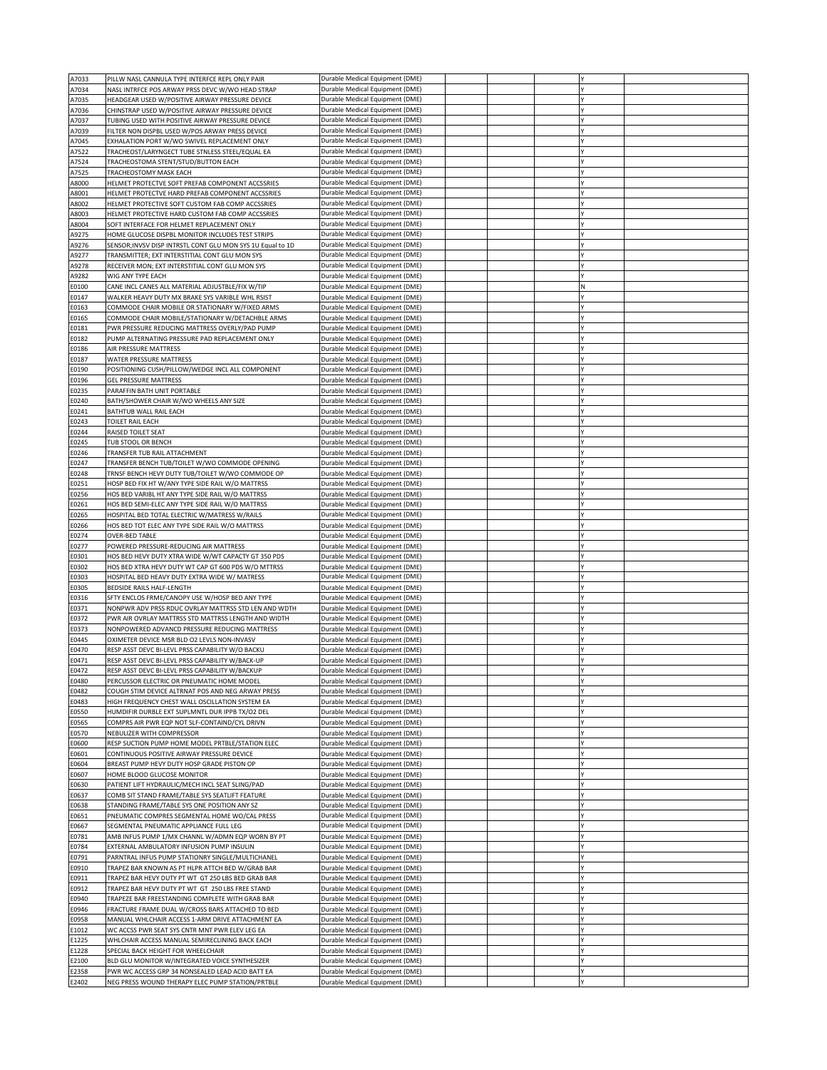| | | | | | | | |
|---|---|---|---|---|---|---|---|
| A7033 | PILLW NASL CANNULA TYPE INTERFCE REPL ONLY PAIR | Durable Medical Equipment (DME) | | | | Y | |
| A7034 | NASL INTRFCE POS ARWAY PRSS DEVC W/WO HEAD STRAP | Durable Medical Equipment (DME) | | | | Y | |
| A7035 | HEADGEAR USED W/POSITIVE AIRWAY PRESSURE DEVICE | Durable Medical Equipment (DME) | | | | Y | |
| A7036 | CHINSTRAP USED W/POSITIVE AIRWAY PRESSURE DEVICE | Durable Medical Equipment (DME) | | | | Y | |
| A7037 | TUBING USED WITH POSITIVE AIRWAY PRESSURE DEVICE | Durable Medical Equipment (DME) | | | | Y | |
| A7039 | FILTER NON DISPBL USED W/POS ARWAY PRESS DEVICE | Durable Medical Equipment (DME) | | | | Y | |
| A7045 | EXHALATION PORT W/WO SWIVEL REPLACEMENT ONLY | Durable Medical Equipment (DME) | | | | Y | |
| A7522 | TRACHEOST/LARYNGECT TUBE STNLESS STEEL/EQUAL EA | Durable Medical Equipment (DME) | | | | Y | |
| A7524 | TRACHEOSTOMA STENT/STUD/BUTTON EACH | Durable Medical Equipment (DME) | | | | Y | |
| A7525 | TRACHEOSTOMY MASK EACH | Durable Medical Equipment (DME) | | | | Y | |
| A8000 | HELMET PROTECTVE SOFT PREFAB COMPONENT ACCSSRIES | Durable Medical Equipment (DME) | | | | Y | |
| A8001 | HELMET PROTECTVE HARD PREFAB COMPONENT ACCSSRIES | Durable Medical Equipment (DME) | | | | Y | |
| A8002 | HELMET PROTECTIVE SOFT CUSTOM FAB COMP ACCSSRIES | Durable Medical Equipment (DME) | | | | Y | |
| A8003 | HELMET PROTECTIVE HARD CUSTOM FAB COMP ACCSSRIES | Durable Medical Equipment (DME) | | | | Y | |
| A8004 | SOFT INTERFACE FOR HELMET REPLACEMENT ONLY | Durable Medical Equipment (DME) | | | | Y | |
| A9275 | HOME GLUCOSE DISPBL MONITOR INCLUDES TEST STRIPS | Durable Medical Equipment (DME) | | | | Y | |
| A9276 | SENSOR;INVSV DISP INTRSTL CONT GLU MON SYS 1U Equal to 1D | Durable Medical Equipment (DME) | | | | Y | |
| A9277 | TRANSMITTER; EXT INTERSTITIAL CONT GLU MON SYS | Durable Medical Equipment (DME) | | | | Y | |
| A9278 | RECEIVER MON; EXT INTERSTITIAL CONT GLU MON SYS | Durable Medical Equipment (DME) | | | | Y | |
| A9282 | WIG ANY TYPE EACH | Durable Medical Equipment (DME) | | | | Y | |
| E0100 | CANE INCL CANES ALL MATERIAL ADJUSTBLE/FIX W/TIP | Durable Medical Equipment (DME) | | | | N | |
| E0147 | WALKER HEAVY DUTY MX BRAKE SYS VARIBLE WHL RSIST | Durable Medical Equipment (DME) | | | | Y | |
| E0163 | COMMODE CHAIR MOBILE OR STATIONARY W/FIXED ARMS | Durable Medical Equipment (DME) | | | | Y | |
| E0165 | COMMODE CHAIR MOBILE/STATIONARY W/DETACHBLE ARMS | Durable Medical Equipment (DME) | | | | Y | |
| E0181 | PWR PRESSURE REDUCING MATTRESS OVERLY/PAD PUMP | Durable Medical Equipment (DME) | | | | Y | |
| E0182 | PUMP ALTERNATING PRESSURE PAD REPLACEMENT ONLY | Durable Medical Equipment (DME) | | | | Y | |
| E0186 | AIR PRESSURE MATTRESS | Durable Medical Equipment (DME) | | | | Y | |
| E0187 | WATER PRESSURE MATTRESS | Durable Medical Equipment (DME) | | | | Y | |
| E0190 | POSITIONING CUSH/PILLOW/WEDGE INCL ALL COMPONENT | Durable Medical Equipment (DME) | | | | Y | |
| E0196 | GEL PRESSURE MATTRESS | Durable Medical Equipment (DME) | | | | Y | |
| E0235 | PARAFFIN BATH UNIT PORTABLE | Durable Medical Equipment (DME) | | | | Y | |
| E0240 | BATH/SHOWER CHAIR W/WO WHEELS ANY SIZE | Durable Medical Equipment (DME) | | | | Y | |
| E0241 | BATHTUB WALL RAIL EACH | Durable Medical Equipment (DME) | | | | Y | |
| E0243 | TOILET RAIL EACH | Durable Medical Equipment (DME) | | | | Y | |
| E0244 | RAISED TOILET SEAT | Durable Medical Equipment (DME) | | | | Y | |
| E0245 | TUB STOOL OR BENCH | Durable Medical Equipment (DME) | | | | Y | |
| E0246 | TRANSFER TUB RAIL ATTACHMENT | Durable Medical Equipment (DME) | | | | Y | |
| E0247 | TRANSFER BENCH TUB/TOILET W/WO COMMODE OPENING | Durable Medical Equipment (DME) | | | | Y | |
| E0248 | TRNSF BENCH HEVY DUTY TUB/TOILET W/WO COMMODE OP | Durable Medical Equipment (DME) | | | | Y | |
| E0251 | HOSP BED FIX HT W/ANY TYPE SIDE RAIL W/O MATTRSS | Durable Medical Equipment (DME) | | | | Y | |
| E0256 | HOS BED VARIBL HT ANY TYPE SIDE RAIL W/O MATTRSS | Durable Medical Equipment (DME) | | | | Y | |
| E0261 | HOS BED SEMI-ELEC ANY TYPE SIDE RAIL W/O MATTRSS | Durable Medical Equipment (DME) | | | | Y | |
| E0265 | HOSPITAL BED TOTAL ELECTRIC W/MATRESS W/RAILS | Durable Medical Equipment (DME) | | | | Y | |
| E0266 | HOS BED TOT ELEC ANY TYPE SIDE RAIL W/O MATTRSS | Durable Medical Equipment (DME) | | | | Y | |
| E0274 | OVER-BED TABLE | Durable Medical Equipment (DME) | | | | Y | |
| E0277 | POWERED PRESSURE-REDUCING AIR MATTRESS | Durable Medical Equipment (DME) | | | | Y | |
| E0301 | HOS BED HEVY DUTY XTRA WIDE W/WT CAPACTY GT 350 PDS | Durable Medical Equipment (DME) | | | | Y | |
| E0302 | HOS BED XTRA HEVY DUTY WT CAP GT 600 PDS W/O MTTRSS | Durable Medical Equipment (DME) | | | | Y | |
| E0303 | HOSPITAL BED HEAVY DUTY EXTRA WIDE W/ MATRESS | Durable Medical Equipment (DME) | | | | Y | |
| E0305 | BEDSIDE RAILS HALF-LENGTH | Durable Medical Equipment (DME) | | | | Y | |
| E0316 | SFTY ENCLOS FRME/CANOPY USE W/HOSP BED ANY TYPE | Durable Medical Equipment (DME) | | | | Y | |
| E0371 | NONPWR ADV PRSS RDUC OVRLAY MATTRSS STD LEN AND WDTH | Durable Medical Equipment (DME) | | | | Y | |
| E0372 | PWR AIR OVRLAY MATTRSS STD MATTRSS LENGTH AND WIDTH | Durable Medical Equipment (DME) | | | | Y | |
| E0373 | NONPOWERED ADVANCD PRESSURE REDUCING MATTRESS | Durable Medical Equipment (DME) | | | | Y | |
| E0445 | OXIMETER DEVICE MSR BLD O2 LEVLS NON-INVASV | Durable Medical Equipment (DME) | | | | Y | |
| E0470 | RESP ASST DEVC BI-LEVL PRSS CAPABILITY W/O BACKU | Durable Medical Equipment (DME) | | | | Y | |
| E0471 | RESP ASST DEVC BI-LEVL PRSS CAPABILITY W/BACK-UP | Durable Medical Equipment (DME) | | | | Y | |
| E0472 | RESP ASST DEVC BI-LEVL PRSS CAPABILITY W/BACKUP | Durable Medical Equipment (DME) | | | | Y | |
| E0480 | PERCUSSOR ELECTRIC OR PNEUMATIC HOME MODEL | Durable Medical Equipment (DME) | | | | Y | |
| E0482 | COUGH STIM DEVICE ALTRNAT POS AND NEG ARWAY PRESS | Durable Medical Equipment (DME) | | | | Y | |
| E0483 | HIGH FREQUENCY CHEST WALL OSCILLATION SYSTEM EA | Durable Medical Equipment (DME) | | | | Y | |
| E0550 | HUMDIFIR DURBLE EXT SUPLMNTL DUR IPPB TX/O2 DEL | Durable Medical Equipment (DME) | | | | Y | |
| E0565 | COMPRS AIR PWR EQP NOT SLF-CONTAIND/CYL DRIVN | Durable Medical Equipment (DME) | | | | Y | |
| E0570 | NEBULIZER WITH COMPRESSOR | Durable Medical Equipment (DME) | | | | Y | |
| E0600 | RESP SUCTION PUMP HOME MODEL PRTBLE/STATION ELEC | Durable Medical Equipment (DME) | | | | Y | |
| E0601 | CONTINUOUS POSITIVE AIRWAY PRESSURE DEVICE | Durable Medical Equipment (DME) | | | | Y | |
| E0604 | BREAST PUMP HEVY DUTY HOSP GRADE PISTON OP | Durable Medical Equipment (DME) | | | | Y | |
| E0607 | HOME BLOOD GLUCOSE MONITOR | Durable Medical Equipment (DME) | | | | Y | |
| E0630 | PATIENT LIFT HYDRAULIC/MECH INCL SEAT SLING/PAD | Durable Medical Equipment (DME) | | | | Y | |
| E0637 | COMB SIT STAND FRAME/TABLE SYS SEATLIFT FEATURE | Durable Medical Equipment (DME) | | | | Y | |
| E0638 | STANDING FRAME/TABLE SYS ONE POSITION ANY SZ | Durable Medical Equipment (DME) | | | | Y | |
| E0651 | PNEUMATIC COMPRES SEGMENTAL HOME WO/CAL PRESS | Durable Medical Equipment (DME) | | | | Y | |
| E0667 | SEGMENTAL PNEUMATIC APPLIANCE FULL LEG | Durable Medical Equipment (DME) | | | | Y | |
| E0781 | AMB INFUS PUMP 1/MX CHANNL W/ADMN EQP WORN BY PT | Durable Medical Equipment (DME) | | | | Y | |
| E0784 | EXTERNAL AMBULATORY INFUSION PUMP INSULIN | Durable Medical Equipment (DME) | | | | Y | |
| E0791 | PARNTRAL INFUS PUMP STATIONRY SINGLE/MULTICHANEL | Durable Medical Equipment (DME) | | | | Y | |
| E0910 | TRAPEZ BAR KNOWN AS PT HLPR ATTCH BED W/GRAB BAR | Durable Medical Equipment (DME) | | | | Y | |
| E0911 | TRAPEZ BAR HEVY DUTY PT WT GT 250 LBS BED GRAB BAR | Durable Medical Equipment (DME) | | | | Y | |
| E0912 | TRAPEZ BAR HEVY DUTY PT WT GT 250 LBS FREE STAND | Durable Medical Equipment (DME) | | | | Y | |
| E0940 | TRAPEZE BAR FREESTANDING COMPLETE WITH GRAB BAR | Durable Medical Equipment (DME) | | | | Y | |
| E0946 | FRACTURE FRAME DUAL W/CROSS BARS ATTACHED TO BED | Durable Medical Equipment (DME) | | | | Y | |
| E0958 | MANUAL WHLCHAIR ACCESS 1-ARM DRIVE ATTACHMENT EA | Durable Medical Equipment (DME) | | | | Y | |
| E1012 | WC ACCSS PWR SEAT SYS CNTR MNT PWR ELEV LEG EA | Durable Medical Equipment (DME) | | | | Y | |
| E1225 | WHLCHAIR ACCESS MANUAL SEMIRECLINING BACK EACH | Durable Medical Equipment (DME) | | | | Y | |
| E1228 | SPECIAL BACK HEIGHT FOR WHEELCHAIR | Durable Medical Equipment (DME) | | | | Y | |
| E2100 | BLD GLU MONITOR W/INTEGRATED VOICE SYNTHESIZER | Durable Medical Equipment (DME) | | | | Y | |
| E2358 | PWR WC ACCESS GRP 34 NONSEALED LEAD ACID BATT EA | Durable Medical Equipment (DME) | | | | Y | |
| E2402 | NEG PRESS WOUND THERAPY ELEC PUMP STATION/PRTBLE | Durable Medical Equipment (DME) | | | | Y | |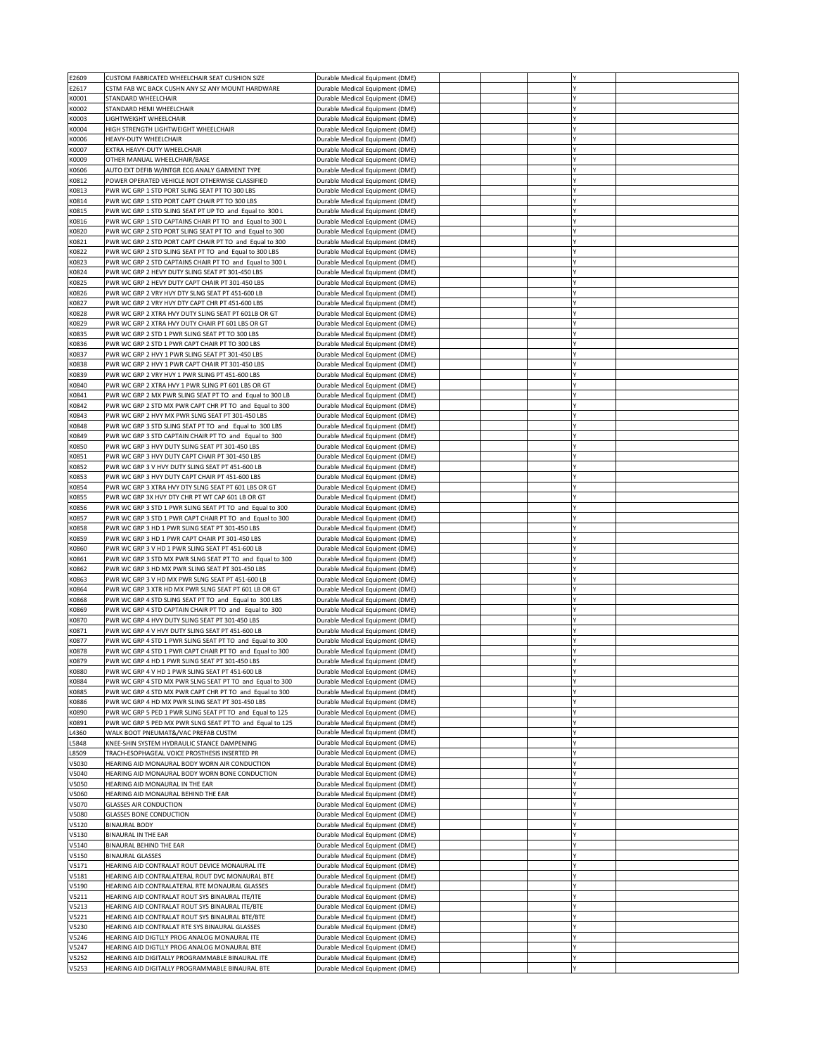| | | | | | | | |
|---|---|---|---|---|---|---|---|
| E2609 | CUSTOM FABRICATED WHEELCHAIR SEAT CUSHION SIZE | Durable Medical Equipment (DME) | | | | Y | |
| E2617 | CSTM FAB WC BACK CUSHN ANY SZ ANY MOUNT HARDWARE | Durable Medical Equipment (DME) | | | | Y | |
| K0001 | STANDARD WHEELCHAIR | Durable Medical Equipment (DME) | | | | Y | |
| K0002 | STANDARD HEMI WHEELCHAIR | Durable Medical Equipment (DME) | | | | Y | |
| K0003 | LIGHTWEIGHT WHEELCHAIR | Durable Medical Equipment (DME) | | | | Y | |
| K0004 | HIGH STRENGTH LIGHTWEIGHT WHEELCHAIR | Durable Medical Equipment (DME) | | | | Y | |
| K0006 | HEAVY-DUTY WHEELCHAIR | Durable Medical Equipment (DME) | | | | Y | |
| K0007 | EXTRA HEAVY-DUTY WHEELCHAIR | Durable Medical Equipment (DME) | | | | Y | |
| K0009 | OTHER MANUAL WHEELCHAIR/BASE | Durable Medical Equipment (DME) | | | | Y | |
| K0606 | AUTO EXT DEFIB W/INTGR ECG ANALY GARMENT TYPE | Durable Medical Equipment (DME) | | | | Y | |
| K0812 | POWER OPERATED VEHICLE NOT OTHERWISE CLASSIFIED | Durable Medical Equipment (DME) | | | | Y | |
| K0813 | PWR WC GRP 1 STD PORT SLING SEAT PT TO 300 LBS | Durable Medical Equipment (DME) | | | | Y | |
| K0814 | PWR WC GRP 1 STD PORT CAPT CHAIR PT TO 300 LBS | Durable Medical Equipment (DME) | | | | Y | |
| K0815 | PWR WC GRP 1 STD SLING SEAT PT UP TO and Equal to 300 L | Durable Medical Equipment (DME) | | | | Y | |
| K0816 | PWR WC GRP 1 STD CAPTAINS CHAIR PT TO and Equal to 300 L | Durable Medical Equipment (DME) | | | | Y | |
| K0820 | PWR WC GRP 2 STD PORT SLING SEAT PT TO and Equal to 300 | Durable Medical Equipment (DME) | | | | Y | |
| K0821 | PWR WC GRP 2 STD PORT CAPT CHAIR PT TO and Equal to 300 | Durable Medical Equipment (DME) | | | | Y | |
| K0822 | PWR WC GRP 2 STD SLING SEAT PT TO and Equal to 300 LBS | Durable Medical Equipment (DME) | | | | Y | |
| K0823 | PWR WC GRP 2 STD CAPTAINS CHAIR PT TO and Equal to 300 L | Durable Medical Equipment (DME) | | | | Y | |
| K0824 | PWR WC GRP 2 HEVY DUTY SLING SEAT PT 301-450 LBS | Durable Medical Equipment (DME) | | | | Y | |
| K0825 | PWR WC GRP 2 HEVY DUTY CAPT CHAIR PT 301-450 LBS | Durable Medical Equipment (DME) | | | | Y | |
| K0826 | PWR WC GRP 2 VRY HVY DTY SLNG SEAT PT 451-600 LB | Durable Medical Equipment (DME) | | | | Y | |
| K0827 | PWR WC GRP 2 VRY HVY DTY CAPT CHR PT 451-600 LBS | Durable Medical Equipment (DME) | | | | Y | |
| K0828 | PWR WC GRP 2 XTRA HVY DUTY SLING SEAT PT 601LB OR GT | Durable Medical Equipment (DME) | | | | Y | |
| K0829 | PWR WC GRP 2 XTRA HVY DUTY CHAIR PT 601 LBS OR GT | Durable Medical Equipment (DME) | | | | Y | |
| K0835 | PWR WC GRP 2 STD 1 PWR SLING SEAT PT TO 300 LBS | Durable Medical Equipment (DME) | | | | Y | |
| K0836 | PWR WC GRP 2 STD 1 PWR CAPT CHAIR PT TO 300 LBS | Durable Medical Equipment (DME) | | | | Y | |
| K0837 | PWR WC GRP 2 HVY 1 PWR SLING SEAT PT 301-450 LBS | Durable Medical Equipment (DME) | | | | Y | |
| K0838 | PWR WC GRP 2 HVY 1 PWR CAPT CHAIR PT 301-450 LBS | Durable Medical Equipment (DME) | | | | Y | |
| K0839 | PWR WC GRP 2 VRY HVY 1 PWR SLING PT 451-600 LBS | Durable Medical Equipment (DME) | | | | Y | |
| K0840 | PWR WC GRP 2 XTRA HVY 1 PWR SLING PT 601 LBS OR GT | Durable Medical Equipment (DME) | | | | Y | |
| K0841 | PWR WC GRP 2 MX PWR SLING SEAT PT TO and Equal to 300 LB | Durable Medical Equipment (DME) | | | | Y | |
| K0842 | PWR WC GRP 2 STD MX PWR CAPT CHR PT TO and Equal to 300 | Durable Medical Equipment (DME) | | | | Y | |
| K0843 | PWR WC GRP 2 HVY MX PWR SLNG SEAT PT 301-450 LBS | Durable Medical Equipment (DME) | | | | Y | |
| K0848 | PWR WC GRP 3 STD SLING SEAT PT TO and Equal to 300 LBS | Durable Medical Equipment (DME) | | | | Y | |
| K0849 | PWR WC GRP 3 STD CAPTAIN CHAIR PT TO and Equal to 300 | Durable Medical Equipment (DME) | | | | Y | |
| K0850 | PWR WC GRP 3 HVY DUTY SLING SEAT PT 301-450 LBS | Durable Medical Equipment (DME) | | | | Y | |
| K0851 | PWR WC GRP 3 HVY DUTY CAPT CHAIR PT 301-450 LBS | Durable Medical Equipment (DME) | | | | Y | |
| K0852 | PWR WC GRP 3 V HVY DUTY SLING SEAT PT 451-600 LB | Durable Medical Equipment (DME) | | | | Y | |
| K0853 | PWR WC GRP 3 HVY DUTY CAPT CHAIR PT 451-600 LBS | Durable Medical Equipment (DME) | | | | Y | |
| K0854 | PWR WC GRP 3 XTRA HVY DTY SLNG SEAT PT 601 LBS OR GT | Durable Medical Equipment (DME) | | | | Y | |
| K0855 | PWR WC GRP 3X HVY DTY CHR PT WT CAP 601 LB OR GT | Durable Medical Equipment (DME) | | | | Y | |
| K0856 | PWR WC GRP 3 STD 1 PWR SLING SEAT PT TO and Equal to 300 | Durable Medical Equipment (DME) | | | | Y | |
| K0857 | PWR WC GRP 3 STD 1 PWR CAPT CHAIR PT TO and Equal to 300 | Durable Medical Equipment (DME) | | | | Y | |
| K0858 | PWR WC GRP 3 HD 1 PWR SLING SEAT PT 301-450 LBS | Durable Medical Equipment (DME) | | | | Y | |
| K0859 | PWR WC GRP 3 HD 1 PWR CAPT CHAIR PT 301-450 LBS | Durable Medical Equipment (DME) | | | | Y | |
| K0860 | PWR WC GRP 3 V HD 1 PWR SLING SEAT PT 451-600 LB | Durable Medical Equipment (DME) | | | | Y | |
| K0861 | PWR WC GRP 3 STD MX PWR SLNG SEAT PT TO and Equal to 300 | Durable Medical Equipment (DME) | | | | Y | |
| K0862 | PWR WC GRP 3 HD MX PWR SLING SEAT PT 301-450 LBS | Durable Medical Equipment (DME) | | | | Y | |
| K0863 | PWR WC GRP 3 V HD MX PWR SLNG SEAT PT 451-600 LB | Durable Medical Equipment (DME) | | | | Y | |
| K0864 | PWR WC GRP 3 XTR HD MX PWR SLNG SEAT PT 601 LB OR GT | Durable Medical Equipment (DME) | | | | Y | |
| K0868 | PWR WC GRP 4 STD SLING SEAT PT TO and Equal to 300 LBS | Durable Medical Equipment (DME) | | | | Y | |
| K0869 | PWR WC GRP 4 STD CAPTAIN CHAIR PT TO and Equal to 300 | Durable Medical Equipment (DME) | | | | Y | |
| K0870 | PWR WC GRP 4 HVY DUTY SLING SEAT PT 301-450 LBS | Durable Medical Equipment (DME) | | | | Y | |
| K0871 | PWR WC GRP 4 V HVY DUTY SLING SEAT PT 451-600 LB | Durable Medical Equipment (DME) | | | | Y | |
| K0877 | PWR WC GRP 4 STD 1 PWR SLING SEAT PT TO and Equal to 300 | Durable Medical Equipment (DME) | | | | Y | |
| K0878 | PWR WC GRP 4 STD 1 PWR CAPT CHAIR PT TO and Equal to 300 | Durable Medical Equipment (DME) | | | | Y | |
| K0879 | PWR WC GRP 4 HD 1 PWR SLING SEAT PT 301-450 LBS | Durable Medical Equipment (DME) | | | | Y | |
| K0880 | PWR WC GRP 4 V HD 1 PWR SLING SEAT PT 451-600 LB | Durable Medical Equipment (DME) | | | | Y | |
| K0884 | PWR WC GRP 4 STD MX PWR SLNG SEAT PT TO and Equal to 300 | Durable Medical Equipment (DME) | | | | Y | |
| K0885 | PWR WC GRP 4 STD MX PWR CAPT CHR PT TO and Equal to 300 | Durable Medical Equipment (DME) | | | | Y | |
| K0886 | PWR WC GRP 4 HD MX PWR SLING SEAT PT 301-450 LBS | Durable Medical Equipment (DME) | | | | Y | |
| K0890 | PWR WC GRP 5 PED 1 PWR SLING SEAT PT TO and Equal to 125 | Durable Medical Equipment (DME) | | | | Y | |
| K0891 | PWR WC GRP 5 PED MX PWR SLNG SEAT PT TO and Equal to 125 | Durable Medical Equipment (DME) | | | | Y | |
| L4360 | WALK BOOT PNEUMAT&/VAC PREFAB CUSTM | Durable Medical Equipment (DME) | | | | Y | |
| L5848 | KNEE-SHIN SYSTEM HYDRAULIC STANCE DAMPENING | Durable Medical Equipment (DME) | | | | Y | |
| L8509 | TRACH-ESOPHAGEAL VOICE PROSTHESIS INSERTED PR | Durable Medical Equipment (DME) | | | | Y | |
| V5030 | HEARING AID MONAURAL BODY WORN AIR CONDUCTION | Durable Medical Equipment (DME) | | | | Y | |
| V5040 | HEARING AID MONAURAL BODY WORN BONE CONDUCTION | Durable Medical Equipment (DME) | | | | Y | |
| V5050 | HEARING AID MONAURAL IN THE EAR | Durable Medical Equipment (DME) | | | | Y | |
| V5060 | HEARING AID MONAURAL BEHIND THE EAR | Durable Medical Equipment (DME) | | | | Y | |
| V5070 | GLASSES AIR CONDUCTION | Durable Medical Equipment (DME) | | | | Y | |
| V5080 | GLASSES BONE CONDUCTION | Durable Medical Equipment (DME) | | | | Y | |
| V5120 | BINAURAL BODY | Durable Medical Equipment (DME) | | | | Y | |
| V5130 | BINAURAL IN THE EAR | Durable Medical Equipment (DME) | | | | Y | |
| V5140 | BINAURAL BEHIND THE EAR | Durable Medical Equipment (DME) | | | | Y | |
| V5150 | BINAURAL GLASSES | Durable Medical Equipment (DME) | | | | Y | |
| V5171 | HEARING AID CONTRALAT ROUT DEVICE MONAURAL ITE | Durable Medical Equipment (DME) | | | | Y | |
| V5181 | HEARING AID CONTRALATERAL ROUT DVC MONAURAL BTE | Durable Medical Equipment (DME) | | | | Y | |
| V5190 | HEARING AID CONTRALATERAL RTE MONAURAL GLASSES | Durable Medical Equipment (DME) | | | | Y | |
| V5211 | HEARING AID CONTRALAT ROUT SYS BINAURAL ITE/ITE | Durable Medical Equipment (DME) | | | | Y | |
| V5213 | HEARING AID CONTRALAT ROUT SYS BINAURAL ITE/BTE | Durable Medical Equipment (DME) | | | | Y | |
| V5221 | HEARING AID CONTRALAT ROUT SYS BINAURAL BTE/BTE | Durable Medical Equipment (DME) | | | | Y | |
| V5230 | HEARING AID CONTRALAT RTE SYS BINAURAL GLASSES | Durable Medical Equipment (DME) | | | | Y | |
| V5246 | HEARING AID DIGTLLY PROG ANALOG MONAURAL ITE | Durable Medical Equipment (DME) | | | | Y | |
| V5247 | HEARING AID DIGTLLY PROG ANALOG MONAURAL BTE | Durable Medical Equipment (DME) | | | | Y | |
| V5252 | HEARING AID DIGITALLY PROGRAMMABLE BINAURAL ITE | Durable Medical Equipment (DME) | | | | Y | |
| V5253 | HEARING AID DIGITALLY PROGRAMMABLE BINAURAL BTE | Durable Medical Equipment (DME) | | | | Y | |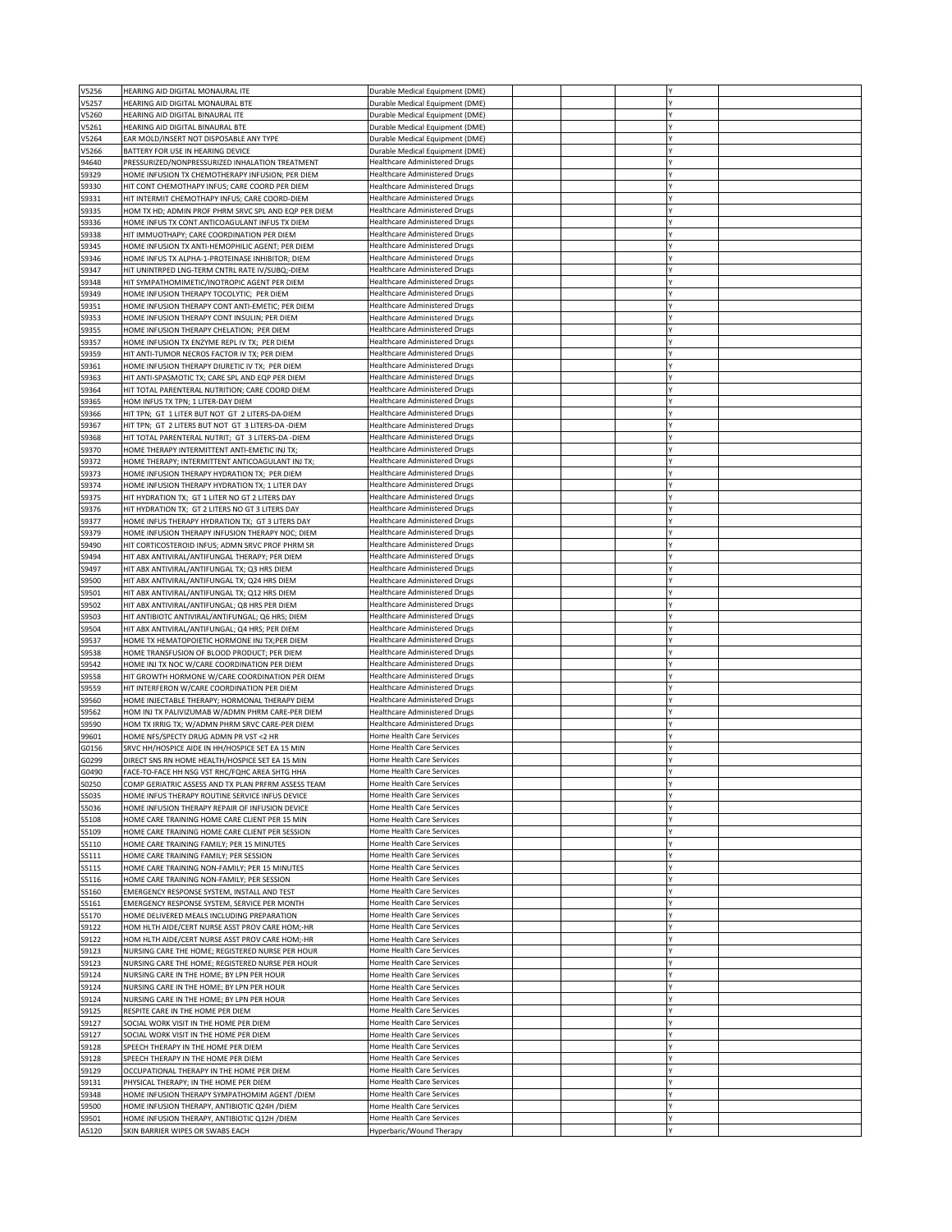| | | | | | | | |
|---|---|---|---|---|---|---|---|
| V5256 | HEARING AID DIGITAL MONAURAL ITE | Durable Medical Equipment (DME) | | | | Y | |
| V5257 | HEARING AID DIGITAL MONAURAL BTE | Durable Medical Equipment (DME) | | | | Y | |
| V5260 | HEARING AID DIGITAL BINAURAL ITE | Durable Medical Equipment (DME) | | | | Y | |
| V5261 | HEARING AID DIGITAL BINAURAL BTE | Durable Medical Equipment (DME) | | | | Y | |
| V5264 | EAR MOLD/INSERT NOT DISPOSABLE ANY TYPE | Durable Medical Equipment (DME) | | | | Y | |
| V5266 | BATTERY FOR USE IN HEARING DEVICE | Durable Medical Equipment (DME) | | | | Y | |
| 94640 | PRESSURIZED/NONPRESSURIZED INHALATION TREATMENT | Healthcare Administered Drugs | | | | Y | |
| S9329 | HOME INFUSION TX CHEMOTHERAPY INFUSION; PER DIEM | Healthcare Administered Drugs | | | | Y | |
| S9330 | HIT CONT CHEMOTHAPY INFUS; CARE COORD PER DIEM | Healthcare Administered Drugs | | | | Y | |
| S9331 | HIT INTERMIT CHEMOTHAPY INFUS; CARE COORD-DIEM | Healthcare Administered Drugs | | | | Y | |
| S9335 | HOM TX HD; ADMIN PROF PHRM SRVC SPL AND EQP PER DIEM | Healthcare Administered Drugs | | | | Y | |
| S9336 | HOME INFUS TX CONT ANTICOAGULANT INFUS TX DIEM | Healthcare Administered Drugs | | | | Y | |
| S9338 | HIT IMMUOTHAPY; CARE COORDINATION PER DIEM | Healthcare Administered Drugs | | | | Y | |
| S9345 | HOME INFUSION TX ANTI-HEMOPHILIC AGENT; PER DIEM | Healthcare Administered Drugs | | | | Y | |
| S9346 | HOME INFUS TX ALPHA-1-PROTEINASE INHIBITOR; DIEM | Healthcare Administered Drugs | | | | Y | |
| S9347 | HIT UNINTRPED LNG-TERM CNTRL RATE IV/SUBQ;-DIEM | Healthcare Administered Drugs | | | | Y | |
| S9348 | HIT SYMPATHOMIMETIC/INOTROPIC AGENT PER DIEM | Healthcare Administered Drugs | | | | Y | |
| S9349 | HOME INFUSION THERAPY TOCOLYTIC; PER DIEM | Healthcare Administered Drugs | | | | Y | |
| S9351 | HOME INFUSION THERAPY CONT ANTI-EMETIC; PER DIEM | Healthcare Administered Drugs | | | | Y | |
| S9353 | HOME INFUSION THERAPY CONT INSULIN; PER DIEM | Healthcare Administered Drugs | | | | Y | |
| S9355 | HOME INFUSION THERAPY CHELATION; PER DIEM | Healthcare Administered Drugs | | | | Y | |
| S9357 | HOME INFUSION TX ENZYME REPL IV TX; PER DIEM | Healthcare Administered Drugs | | | | Y | |
| S9359 | HIT ANTI-TUMOR NECROS FACTOR IV TX; PER DIEM | Healthcare Administered Drugs | | | | Y | |
| S9361 | HOME INFUSION THERAPY DIURETIC IV TX; PER DIEM | Healthcare Administered Drugs | | | | Y | |
| S9363 | HIT ANTI-SPASMOTIC TX; CARE SPL AND EQP PER DIEM | Healthcare Administered Drugs | | | | Y | |
| S9364 | HIT TOTAL PARENTERAL NUTRITION; CARE COORD DIEM | Healthcare Administered Drugs | | | | Y | |
| S9365 | HOM INFUS TX TPN; 1 LITER-DAY DIEM | Healthcare Administered Drugs | | | | Y | |
| S9366 | HIT TPN; GT 1 LITER BUT NOT GT 2 LITERS-DA-DIEM | Healthcare Administered Drugs | | | | Y | |
| S9367 | HIT TPN; GT 2 LITERS BUT NOT GT 3 LITERS-DA -DIEM | Healthcare Administered Drugs | | | | Y | |
| S9368 | HIT TOTAL PARENTERAL NUTRIT; GT 3 LITERS-DA -DIEM | Healthcare Administered Drugs | | | | Y | |
| S9370 | HOME THERAPY INTERMITTENT ANTI-EMETIC INJ TX; | Healthcare Administered Drugs | | | | Y | |
| S9372 | HOME THERAPY; INTERMITTENT ANTICOAGULANT INJ TX; | Healthcare Administered Drugs | | | | Y | |
| S9373 | HOME INFUSION THERAPY HYDRATION TX; PER DIEM | Healthcare Administered Drugs | | | | Y | |
| S9374 | HOME INFUSION THERAPY HYDRATION TX; 1 LITER DAY | Healthcare Administered Drugs | | | | Y | |
| S9375 | HIT HYDRATION TX; GT 1 LITER NO GT 2 LITERS DAY | Healthcare Administered Drugs | | | | Y | |
| S9376 | HIT HYDRATION TX; GT 2 LITERS NO GT 3 LITERS DAY | Healthcare Administered Drugs | | | | Y | |
| S9377 | HOME INFUS THERAPY HYDRATION TX; GT 3 LITERS DAY | Healthcare Administered Drugs | | | | Y | |
| S9379 | HOME INFUSION THERAPY INFUSION THERAPY NOC; DIEM | Healthcare Administered Drugs | | | | Y | |
| S9490 | HIT CORTICOSTEROID INFUS; ADMN SRVC PROF PHRM SR | Healthcare Administered Drugs | | | | Y | |
| S9494 | HIT ABX ANTIVIRAL/ANTIFUNGAL THERAPY; PER DIEM | Healthcare Administered Drugs | | | | Y | |
| S9497 | HIT ABX ANTIVIRAL/ANTIFUNGAL TX; Q3 HRS DIEM | Healthcare Administered Drugs | | | | Y | |
| S9500 | HIT ABX ANTIVIRAL/ANTIFUNGAL TX; Q24 HRS DIEM | Healthcare Administered Drugs | | | | Y | |
| S9501 | HIT ABX ANTIVIRAL/ANTIFUNGAL TX; Q12 HRS DIEM | Healthcare Administered Drugs | | | | Y | |
| S9502 | HIT ABX ANTIVIRAL/ANTIFUNGAL; Q8 HRS PER DIEM | Healthcare Administered Drugs | | | | Y | |
| S9503 | HIT ANTIBIOTC ANTIVIRAL/ANTIFUNGAL; Q6 HRS; DIEM | Healthcare Administered Drugs | | | | Y | |
| S9504 | HIT ABX ANTIVIRAL/ANTIFUNGAL; Q4 HRS; PER DIEM | Healthcare Administered Drugs | | | | Y | |
| S9537 | HOME TX HEMATOPOIETIC HORMONE INJ TX;PER DIEM | Healthcare Administered Drugs | | | | Y | |
| S9538 | HOME TRANSFUSION OF BLOOD PRODUCT; PER DIEM | Healthcare Administered Drugs | | | | Y | |
| S9542 | HOME INJ TX NOC W/CARE COORDINATION PER DIEM | Healthcare Administered Drugs | | | | Y | |
| S9558 | HIT GROWTH HORMONE W/CARE COORDINATION PER DIEM | Healthcare Administered Drugs | | | | Y | |
| S9559 | HIT INTERFERON W/CARE COORDINATION PER DIEM | Healthcare Administered Drugs | | | | Y | |
| S9560 | HOME INJECTABLE THERAPY; HORMONAL THERAPY DIEM | Healthcare Administered Drugs | | | | Y | |
| S9562 | HOM INJ TX PALIVIZUMAB W/ADMN PHRM CARE-PER DIEM | Healthcare Administered Drugs | | | | Y | |
| S9590 | HOM TX IRRIG TX; W/ADMN PHRM SRVC CARE-PER DIEM | Healthcare Administered Drugs | | | | Y | |
| 99601 | HOME NFS/SPECTY DRUG ADMN PR VST <2 HR | Home Health Care Services | | | | Y | |
| G0156 | SRVC HH/HOSPICE AIDE IN HH/HOSPICE SET EA 15 MIN | Home Health Care Services | | | | Y | |
| G0299 | DIRECT SNS RN HOME HEALTH/HOSPICE SET EA 15 MIN | Home Health Care Services | | | | Y | |
| G0490 | FACE-TO-FACE HH NSG VST RHC/FQHC AREA SHTG HHA | Home Health Care Services | | | | Y | |
| S0250 | COMP GERIATRIC ASSESS AND TX PLAN PRFRM ASSESS TEAM | Home Health Care Services | | | | Y | |
| S5035 | HOME INFUS THERAPY ROUTINE SERVICE INFUS DEVICE | Home Health Care Services | | | | Y | |
| S5036 | HOME INFUSION THERAPY REPAIR OF INFUSION DEVICE | Home Health Care Services | | | | Y | |
| S5108 | HOME CARE TRAINING HOME CARE CLIENT PER 15 MIN | Home Health Care Services | | | | Y | |
| S5109 | HOME CARE TRAINING HOME CARE CLIENT PER SESSION | Home Health Care Services | | | | Y | |
| S5110 | HOME CARE TRAINING FAMILY; PER 15 MINUTES | Home Health Care Services | | | | Y | |
| S5111 | HOME CARE TRAINING FAMILY; PER SESSION | Home Health Care Services | | | | Y | |
| S5115 | HOME CARE TRAINING NON-FAMILY; PER 15 MINUTES | Home Health Care Services | | | | Y | |
| S5116 | HOME CARE TRAINING NON-FAMILY; PER SESSION | Home Health Care Services | | | | Y | |
| S5160 | EMERGENCY RESPONSE SYSTEM, INSTALL AND TEST | Home Health Care Services | | | | Y | |
| S5161 | EMERGENCY RESPONSE SYSTEM, SERVICE PER MONTH | Home Health Care Services | | | | Y | |
| S5170 | HOME DELIVERED MEALS INCLUDING PREPARATION | Home Health Care Services | | | | Y | |
| S9122 | HOM HLTH AIDE/CERT NURSE ASST PROV CARE HOM;-HR | Home Health Care Services | | | | Y | |
| S9122 | HOM HLTH AIDE/CERT NURSE ASST PROV CARE HOM;-HR | Home Health Care Services | | | | Y | |
| S9123 | NURSING CARE THE HOME; REGISTERED NURSE PER HOUR | Home Health Care Services | | | | Y | |
| S9123 | NURSING CARE THE HOME; REGISTERED NURSE PER HOUR | Home Health Care Services | | | | Y | |
| S9124 | NURSING CARE IN THE HOME; BY LPN PER HOUR | Home Health Care Services | | | | Y | |
| S9124 | NURSING CARE IN THE HOME; BY LPN PER HOUR | Home Health Care Services | | | | Y | |
| S9124 | NURSING CARE IN THE HOME; BY LPN PER HOUR | Home Health Care Services | | | | Y | |
| S9125 | RESPITE CARE IN THE HOME PER DIEM | Home Health Care Services | | | | Y | |
| S9127 | SOCIAL WORK VISIT IN THE HOME PER DIEM | Home Health Care Services | | | | Y | |
| S9127 | SOCIAL WORK VISIT IN THE HOME PER DIEM | Home Health Care Services | | | | Y | |
| S9128 | SPEECH THERAPY IN THE HOME PER DIEM | Home Health Care Services | | | | Y | |
| S9128 | SPEECH THERAPY IN THE HOME PER DIEM | Home Health Care Services | | | | Y | |
| S9129 | OCCUPATIONAL THERAPY IN THE HOME PER DIEM | Home Health Care Services | | | | Y | |
| S9131 | PHYSICAL THERAPY; IN THE HOME PER DIEM | Home Health Care Services | | | | Y | |
| S9348 | HOME INFUSION THERAPY SYMPATHOMIM AGENT /DIEM | Home Health Care Services | | | | Y | |
| S9500 | HOME INFUSION THERAPY, ANTIBIOTIC Q24H /DIEM | Home Health Care Services | | | | Y | |
| S9501 | HOME INFUSION THERAPY, ANTIBIOTIC Q12H /DIEM | Home Health Care Services | | | | Y | |
| A5120 | SKIN BARRIER WIPES OR SWABS EACH | Hyperbaric/Wound Therapy | | | | Y | |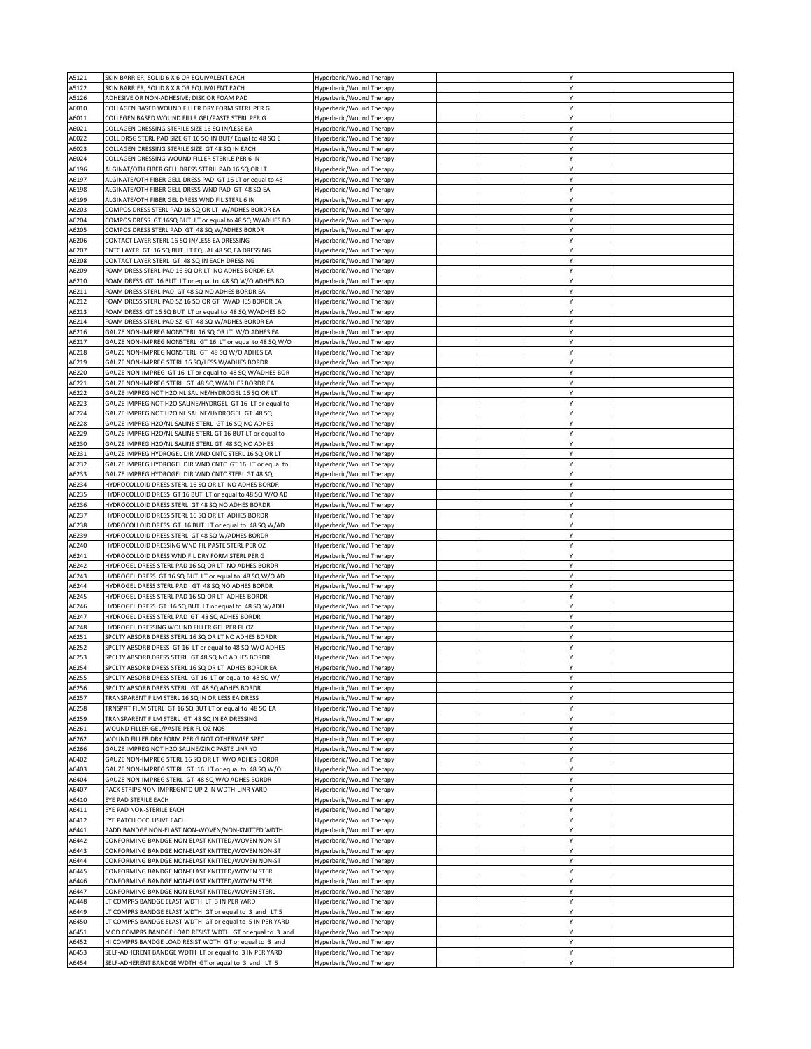| | | | | | | | |
|---|---|---|---|---|---|---|---|
| A5121 | SKIN BARRIER; SOLID 6 X 6 OR EQUIVALENT EACH | Hyperbaric/Wound Therapy | | | | Y | |
| A5122 | SKIN BARRIER; SOLID 8 X 8 OR EQUIVALENT EACH | Hyperbaric/Wound Therapy | | | | Y | |
| A5126 | ADHESIVE OR NON-ADHESIVE; DISK OR FOAM PAD | Hyperbaric/Wound Therapy | | | | Y | |
| A6010 | COLLAGEN BASED WOUND FILLER DRY FORM STERL PER G | Hyperbaric/Wound Therapy | | | | Y | |
| A6011 | COLLEGEN BASED WOUND FILLR GEL/PASTE STERL PER G | Hyperbaric/Wound Therapy | | | | Y | |
| A6021 | COLLAGEN DRESSING STERILE SIZE 16 SQ IN/LESS EA | Hyperbaric/Wound Therapy | | | | Y | |
| A6022 | COLL DRSG STERL PAD SIZE GT 16 SQ IN BUT/ Equal to 48 SQ E | Hyperbaric/Wound Therapy | | | | Y | |
| A6023 | COLLAGEN DRESSING STERILE SIZE GT 48 SQ IN EACH | Hyperbaric/Wound Therapy | | | | Y | |
| A6024 | COLLAGEN DRESSING WOUND FILLER STERILE PER 6 IN | Hyperbaric/Wound Therapy | | | | Y | |
| A6196 | ALGINAT/OTH FIBER GELL DRESS STERIL PAD 16 SQ OR LT | Hyperbaric/Wound Therapy | | | | Y | |
| A6197 | ALGINATE/OTH FIBER GELL DRESS PAD GT 16 LT or equal to 48 | Hyperbaric/Wound Therapy | | | | Y | |
| A6198 | ALGINATE/OTH FIBER GELL DRESS WND PAD GT 48 SQ EA | Hyperbaric/Wound Therapy | | | | Y | |
| A6199 | ALGINATE/OTH FIBER GEL DRESS WND FIL STERL 6 IN | Hyperbaric/Wound Therapy | | | | Y | |
| A6203 | COMPOS DRESS STERL PAD 16 SQ OR LT W/ADHES BORDR EA | Hyperbaric/Wound Therapy | | | | Y | |
| A6204 | COMPOS DRESS GT 16SQ BUT LT or equal to 48 SQ W/ADHES BO | Hyperbaric/Wound Therapy | | | | Y | |
| A6205 | COMPOS DRESS STERL PAD GT 48 SQ W/ADHES BORDR | Hyperbaric/Wound Therapy | | | | Y | |
| A6206 | CONTACT LAYER STERL 16 SQ IN/LESS EA DRESSING | Hyperbaric/Wound Therapy | | | | Y | |
| A6207 | CNTC LAYER GT 16 SQ BUT LT EQUAL 48 SQ EA DRESSING | Hyperbaric/Wound Therapy | | | | Y | |
| A6208 | CONTACT LAYER STERL GT 48 SQ IN EACH DRESSING | Hyperbaric/Wound Therapy | | | | Y | |
| A6209 | FOAM DRESS STERL PAD 16 SQ OR LT NO ADHES BORDR EA | Hyperbaric/Wound Therapy | | | | Y | |
| A6210 | FOAM DRESS GT 16 BUT LT or equal to 48 SQ W/O ADHES BO | Hyperbaric/Wound Therapy | | | | Y | |
| A6211 | FOAM DRESS STERL PAD GT 48 SQ NO ADHES BORDR EA | Hyperbaric/Wound Therapy | | | | Y | |
| A6212 | FOAM DRESS STERL PAD SZ 16 SQ OR GT W/ADHES BORDR EA | Hyperbaric/Wound Therapy | | | | Y | |
| A6213 | FOAM DRESS GT 16 SQ BUT LT or equal to 48 SQ W/ADHES BO | Hyperbaric/Wound Therapy | | | | Y | |
| A6214 | FOAM DRESS STERL PAD SZ GT 48 SQ W/ADHES BORDR EA | Hyperbaric/Wound Therapy | | | | Y | |
| A6216 | GAUZE NON-IMPREG NONSTERL 16 SQ OR LT W/O ADHES EA | Hyperbaric/Wound Therapy | | | | Y | |
| A6217 | GAUZE NON-IMPREG NONSTERL GT 16 LT or equal to 48 SQ W/O | Hyperbaric/Wound Therapy | | | | Y | |
| A6218 | GAUZE NON-IMPREG NONSTERL GT 48 SQ W/O ADHES EA | Hyperbaric/Wound Therapy | | | | Y | |
| A6219 | GAUZE NON-IMPREG STERL 16 SQ/LESS W/ADHES BORDR | Hyperbaric/Wound Therapy | | | | Y | |
| A6220 | GAUZE NON-IMPREG GT 16 LT or equal to 48 SQ W/ADHES BOR | Hyperbaric/Wound Therapy | | | | Y | |
| A6221 | GAUZE NON-IMPREG STERL GT 48 SQ W/ADHES BORDR EA | Hyperbaric/Wound Therapy | | | | Y | |
| A6222 | GAUZE IMPREG NOT H2O NL SALINE/HYDROGEL 16 SQ OR LT | Hyperbaric/Wound Therapy | | | | Y | |
| A6223 | GAUZE IMPREG NOT H2O SALINE/HYDRGEL GT 16 LT or equal to | Hyperbaric/Wound Therapy | | | | Y | |
| A6224 | GAUZE IMPREG NOT H2O NL SALINE/HYDROGEL GT 48 SQ | Hyperbaric/Wound Therapy | | | | Y | |
| A6228 | GAUZE IMPREG H2O/NL SALINE STERL GT 16 SQ NO ADHES | Hyperbaric/Wound Therapy | | | | Y | |
| A6229 | GAUZE IMPREG H2O/NL SALINE STERL GT 16 BUT LT or equal to | Hyperbaric/Wound Therapy | | | | Y | |
| A6230 | GAUZE IMPREG H2O/NL SALINE STERL GT 48 SQ NO ADHES | Hyperbaric/Wound Therapy | | | | Y | |
| A6231 | GAUZE IMPREG HYDROGEL DIR WND CNTC STERL 16 SQ OR LT | Hyperbaric/Wound Therapy | | | | Y | |
| A6232 | GAUZE IMPREG HYDROGEL DIR WND CNTC GT 16 LT or equal to | Hyperbaric/Wound Therapy | | | | Y | |
| A6233 | GAUZE IMPREG HYDROGEL DIR WND CNTC STERL GT 48 SQ | Hyperbaric/Wound Therapy | | | | Y | |
| A6234 | HYDROCOLLOID DRESS STERL 16 SQ OR LT NO ADHES BORDR | Hyperbaric/Wound Therapy | | | | Y | |
| A6235 | HYDROCOLLOID DRESS GT 16 BUT LT or equal to 48 SQ W/O AD | Hyperbaric/Wound Therapy | | | | Y | |
| A6236 | HYDROCOLLOID DRESS STERL GT 48 SQ NO ADHES BORDR | Hyperbaric/Wound Therapy | | | | Y | |
| A6237 | HYDROCOLLOID DRESS STERL 16 SQ OR LT ADHES BORDR | Hyperbaric/Wound Therapy | | | | Y | |
| A6238 | HYDROCOLLOID DRESS GT 16 BUT LT or equal to 48 SQ W/AD | Hyperbaric/Wound Therapy | | | | Y | |
| A6239 | HYDROCOLLOID DRESS STERL GT 48 SQ W/ADHES BORDR | Hyperbaric/Wound Therapy | | | | Y | |
| A6240 | HYDROCOLLOID DRESSING WND FIL PASTE STERL PER OZ | Hyperbaric/Wound Therapy | | | | Y | |
| A6241 | HYDROCOLLOID DRESS WND FIL DRY FORM STERL PER G | Hyperbaric/Wound Therapy | | | | Y | |
| A6242 | HYDROGEL DRESS STERL PAD 16 SQ OR LT NO ADHES BORDR | Hyperbaric/Wound Therapy | | | | Y | |
| A6243 | HYDROGEL DRESS GT 16 SQ BUT LT or equal to 48 SQ W/O AD | Hyperbaric/Wound Therapy | | | | Y | |
| A6244 | HYDROGEL DRESS STERL PAD GT 48 SQ NO ADHES BORDR | Hyperbaric/Wound Therapy | | | | Y | |
| A6245 | HYDROGEL DRESS STERL PAD 16 SQ OR LT ADHES BORDR | Hyperbaric/Wound Therapy | | | | Y | |
| A6246 | HYDROGEL DRESS GT 16 SQ BUT LT or equal to 48 SQ W/ADH | Hyperbaric/Wound Therapy | | | | Y | |
| A6247 | HYDROGEL DRESS STERL PAD GT 48 SQ ADHES BORDR | Hyperbaric/Wound Therapy | | | | Y | |
| A6248 | HYDROGEL DRESSING WOUND FILLER GEL PER FL OZ | Hyperbaric/Wound Therapy | | | | Y | |
| A6251 | SPCLTY ABSORB DRESS STERL 16 SQ OR LT NO ADHES BORDR | Hyperbaric/Wound Therapy | | | | Y | |
| A6252 | SPCLTY ABSORB DRESS GT 16 LT or equal to 48 SQ W/O ADHES | Hyperbaric/Wound Therapy | | | | Y | |
| A6253 | SPCLTY ABSORB DRESS STERL GT 48 SQ NO ADHES BORDR | Hyperbaric/Wound Therapy | | | | Y | |
| A6254 | SPCLTY ABSORB DRESS STERL 16 SQ OR LT ADHES BORDR EA | Hyperbaric/Wound Therapy | | | | Y | |
| A6255 | SPCLTY ABSORB DRESS STERL GT 16 LT or equal to 48 SQ W/ | Hyperbaric/Wound Therapy | | | | Y | |
| A6256 | SPCLTY ABSORB DRESS STERL GT 48 SQ ADHES BORDR | Hyperbaric/Wound Therapy | | | | Y | |
| A6257 | TRANSPARENT FILM STERL 16 SQ IN OR LESS EA DRESS | Hyperbaric/Wound Therapy | | | | Y | |
| A6258 | TRNSPRT FILM STERL GT 16 SQ BUT LT or equal to 48 SQ EA | Hyperbaric/Wound Therapy | | | | Y | |
| A6259 | TRANSPARENT FILM STERL GT 48 SQ IN EA DRESSING | Hyperbaric/Wound Therapy | | | | Y | |
| A6261 | WOUND FILLER GEL/PASTE PER FL OZ NOS | Hyperbaric/Wound Therapy | | | | Y | |
| A6262 | WOUND FILLER DRY FORM PER G NOT OTHERWISE SPEC | Hyperbaric/Wound Therapy | | | | Y | |
| A6266 | GAUZE IMPREG NOT H2O SALINE/ZINC PASTE LINR YD | Hyperbaric/Wound Therapy | | | | Y | |
| A6402 | GAUZE NON-IMPREG STERL 16 SQ OR LT W/O ADHES BORDR | Hyperbaric/Wound Therapy | | | | Y | |
| A6403 | GAUZE NON-IMPREG STERL GT 16 LT or equal to 48 SQ W/O | Hyperbaric/Wound Therapy | | | | Y | |
| A6404 | GAUZE NON-IMPREG STERL GT 48 SQ W/O ADHES BORDR | Hyperbaric/Wound Therapy | | | | Y | |
| A6407 | PACK STRIPS NON-IMPREGNTD UP 2 IN WDTH-LINR YARD | Hyperbaric/Wound Therapy | | | | Y | |
| A6410 | EYE PAD STERILE EACH | Hyperbaric/Wound Therapy | | | | Y | |
| A6411 | EYE PAD NON-STERILE EACH | Hyperbaric/Wound Therapy | | | | Y | |
| A6412 | EYE PATCH OCCLUSIVE EACH | Hyperbaric/Wound Therapy | | | | Y | |
| A6441 | PADD BANDGE NON-ELAST NON-WOVEN/NON-KNITTED WDTH | Hyperbaric/Wound Therapy | | | | Y | |
| A6442 | CONFORMING BANDGE NON-ELAST KNITTED/WOVEN NON-ST | Hyperbaric/Wound Therapy | | | | Y | |
| A6443 | CONFORMING BANDGE NON-ELAST KNITTED/WOVEN NON-ST | Hyperbaric/Wound Therapy | | | | Y | |
| A6444 | CONFORMING BANDGE NON-ELAST KNITTED/WOVEN NON-ST | Hyperbaric/Wound Therapy | | | | Y | |
| A6445 | CONFORMING BANDGE NON-ELAST KNITTED/WOVEN STERL | Hyperbaric/Wound Therapy | | | | Y | |
| A6446 | CONFORMING BANDGE NON-ELAST KNITTED/WOVEN STERL | Hyperbaric/Wound Therapy | | | | Y | |
| A6447 | CONFORMING BANDGE NON-ELAST KNITTED/WOVEN STERL | Hyperbaric/Wound Therapy | | | | Y | |
| A6448 | LT COMPRS BANDGE ELAST WDTH LT 3 IN PER YARD | Hyperbaric/Wound Therapy | | | | Y | |
| A6449 | LT COMPRS BANDGE ELAST WDTH GT or equal to 3 and LT 5 | Hyperbaric/Wound Therapy | | | | Y | |
| A6450 | LT COMPRS BANDGE ELAST WDTH GT or equal to 5 IN PER YARD | Hyperbaric/Wound Therapy | | | | Y | |
| A6451 | MOD COMPRS BANDGE LOAD RESIST WDTH GT or equal to 3 and | Hyperbaric/Wound Therapy | | | | Y | |
| A6452 | HI COMPRS BANDGE LOAD RESIST WDTH GT or equal to 3 and | Hyperbaric/Wound Therapy | | | | Y | |
| A6453 | SELF-ADHERENT BANDGE WDTH LT or equal to 3 IN PER YARD | Hyperbaric/Wound Therapy | | | | Y | |
| A6454 | SELF-ADHERENT BANDGE WDTH GT or equal to 3 and LT 5 | Hyperbaric/Wound Therapy | | | | Y | |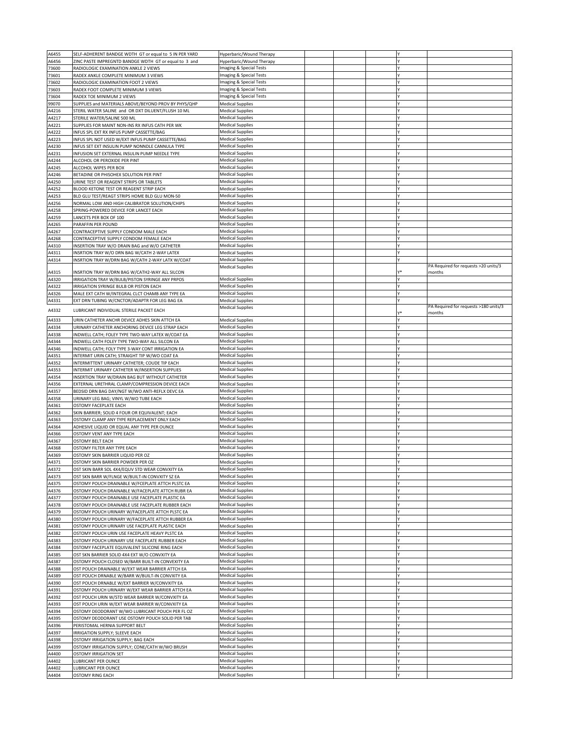| | | | | | | | |
|---|---|---|---|---|---|---|---|
| A6455 | SELF-ADHERENT BANDGE WDTH GT or equal to 5 IN PER YARD | Hyperbaric/Wound Therapy | | | | Y | |
| A6456 | ZINC PASTE IMPREGNTD BANDGE WDTH GT or equal to 3 and | Hyperbaric/Wound Therapy | | | | Y | |
| 73600 | RADIOLOGIC EXAMINATION ANKLE 2 VIEWS | Imaging & Special Tests | | | | Y | |
| 73601 | RADEX ANKLE COMPLETE MINIMUM 3 VIEWS | Imaging & Special Tests | | | | Y | |
| 73602 | RADIOLOGIC EXAMINATION FOOT 2 VIEWS | Imaging & Special Tests | | | | Y | |
| 73603 | RADEX FOOT COMPLETE MINIMUM 3 VIEWS | Imaging & Special Tests | | | | Y | |
| 73604 | RADEX TOE MINIMUM 2 VIEWS | Imaging & Special Tests | | | | Y | |
| 99070 | SUPPLIES and MATERIALS ABOVE/BEYOND PROV BY PHYS/QHP | Medical Supplies | | | | Y | |
| A4216 | STERIL WATER SALINE and OR DXT DILUENT/FLUSH 10 ML | Medical Supplies | | | | Y | |
| A4217 | STERILE WATER/SALINE 500 ML | Medical Supplies | | | | Y | |
| A4221 | SUPPLIES FOR MAINT NON-INS RX INFUS CATH PER WK | Medical Supplies | | | | Y | |
| A4222 | INFUS SPL EXT RX INFUS PUMP CASSETTE/BAG | Medical Supplies | | | | Y | |
| A4223 | INFUS SPL NOT USED W/EXT INFUS PUMP CASSETTE/BAG | Medical Supplies | | | | Y | |
| A4230 | INFUS SET EXT INSULIN PUMP NONNDLE CANNULA TYPE | Medical Supplies | | | | Y | |
| A4231 | INFUSION SET EXTERNAL INSULIN PUMP NEEDLE TYPE | Medical Supplies | | | | Y | |
| A4244 | ALCOHOL OR PEROXIDE PER PINT | Medical Supplies | | | | Y | |
| A4245 | ALCOHOL WIPES PER BOX | Medical Supplies | | | | Y | |
| A4246 | BETADINE OR PHISOHEX SOLUTION PER PINT | Medical Supplies | | | | Y | |
| A4250 | URINE TEST OR REAGENT STRIPS OR TABLETS | Medical Supplies | | | | Y | |
| A4252 | BLOOD KETONE TEST OR REAGENT STRIP EACH | Medical Supplies | | | | Y | |
| A4253 | BLD GLU TEST/REAGT STRIPS HOME BLD GLU MON-50 | Medical Supplies | | | | Y | |
| A4256 | NORMAL LOW AND HIGH CALIBRATOR SOLUTION/CHIPS | Medical Supplies | | | | Y | |
| A4258 | SPRING-POWERED DEVICE FOR LANCET EACH | Medical Supplies | | | | Y | |
| A4259 | LANCETS PER BOX OF 100 | Medical Supplies | | | | Y | |
| A4265 | PARAFFIN PER POUND | Medical Supplies | | | | Y | |
| A4267 | CONTRACEPTIVE SUPPLY CONDOM MALE EACH | Medical Supplies | | | | Y | |
| A4268 | CONTRACEPTIVE SUPPLY CONDOM FEMALE EACH | Medical Supplies | | | | Y | |
| A4310 | INSERTION TRAY W/O DRAIN BAG and W/O CATHETER | Medical Supplies | | | | Y | |
| A4311 | INSRTION TRAY W/O DRN BAG W/CATH 2-WAY LATEX | Medical Supplies | | | | Y | |
| A4314 | INSRTION TRAY W/DRN BAG W/CATH 2-WAY LATX W/COAT | Medical Supplies | | | | Y | |
| A4315 | INSRTION TRAY W/DRN BAG W/CATH2-WAY ALL SILCON | Medical Supplies | | | | Y* | PA Required for requests >20 units/3 months |
| A4320 | IRRIGATION TRAY W/BULB/PISTON SYRINGE ANY PRPOS | Medical Supplies | | | | Y | |
| A4322 | IRRIGATION SYRINGE BULB OR PISTON EACH | Medical Supplies | | | | Y | |
| A4326 | MALE EXT CATH W/INTEGRAL CLCT CHAMB ANY TYPE EA | Medical Supplies | | | | Y | |
| A4331 | EXT DRN TUBING W/CNCTOR/ADAPTR FOR LEG BAG EA | Medical Supplies | | | | Y | |
| A4332 | LUBRICANT INDIVIDUAL STERILE PACKET EACH | Medical Supplies | | | | Y* | PA Required for requests >180 units/3 months |
| A4333 | URIN CATHETER ANCHR DEVICE ADHES SKIN ATTCH EA | Medical Supplies | | | | Y | |
| A4334 | URINARY CATHETER ANCHORING DEVICE LEG STRAP EACH | Medical Supplies | | | | Y | |
| A4338 | INDWELL CATH; FOLEY TYPE TWO-WAY LATEX W/COAT EA | Medical Supplies | | | | Y | |
| A4344 | INDWELL CATH FOLEY TYPE TWO-WAY ALL SILCON EA | Medical Supplies | | | | Y | |
| A4346 | INDWELL CATH; FOLY TYPE 3-WAY CONT IRRIGATION EA | Medical Supplies | | | | Y | |
| A4351 | INTERMIT URIN CATH; STRAIGHT TIP W/WO COAT EA | Medical Supplies | | | | Y | |
| A4352 | INTERMITTENT URINARY CATHETER; COUDE TIP EACH | Medical Supplies | | | | Y | |
| A4353 | INTERMIT URINARY CATHETER W/INSERTION SUPPLIES | Medical Supplies | | | | Y | |
| A4354 | INSERTION TRAY W/DRAIN BAG BUT WITHOUT CATHETER | Medical Supplies | | | | Y | |
| A4356 | EXTERNAL URETHRAL CLAMP/COMPRESSION DEVICE EACH | Medical Supplies | | | | Y | |
| A4357 | BEDSID DRN BAG DAY/NGT W/WO ANTI-REFLX DEVC EA | Medical Supplies | | | | Y | |
| A4358 | URINARY LEG BAG; VINYL W/WO TUBE EACH | Medical Supplies | | | | Y | |
| A4361 | OSTOMY FACEPLATE EACH | Medical Supplies | | | | Y | |
| A4362 | SKIN BARRIER; SOLID 4 FOUR OR EQUIVALENT; EACH | Medical Supplies | | | | Y | |
| A4363 | OSTOMY CLAMP ANY TYPE REPLACEMENT ONLY EACH | Medical Supplies | | | | Y | |
| A4364 | ADHESIVE LIQUID OR EQUAL ANY TYPE PER OUNCE | Medical Supplies | | | | Y | |
| A4366 | OSTOMY VENT ANY TYPE EACH | Medical Supplies | | | | Y | |
| A4367 | OSTOMY BELT EACH | Medical Supplies | | | | Y | |
| A4368 | OSTOMY FILTER ANY TYPE EACH | Medical Supplies | | | | Y | |
| A4369 | OSTOMY SKIN BARRIER LIQUID PER OZ | Medical Supplies | | | | Y | |
| A4371 | OSTOMY SKIN BARRIER POWDER PER OZ | Medical Supplies | | | | Y | |
| A4372 | OST SKIN BARR SOL 4X4/EQUV STD WEAR CONVXITY EA | Medical Supplies | | | | Y | |
| A4373 | OST SKN BARR W/FLNGE W/BUILT-IN CONVXITY SZ EA | Medical Supplies | | | | Y | |
| A4375 | OSTOMY POUCH DRAINABLE W/FCEPLATE ATTCH PLSTC EA | Medical Supplies | | | | Y | |
| A4376 | OSTOMY POUCH DRAINABLE W/FACEPLATE ATTCH RUBR EA | Medical Supplies | | | | Y | |
| A4377 | OSTOMY POUCH DRAINABLE USE FACEPLATE PLASTIC EA | Medical Supplies | | | | Y | |
| A4378 | OSTOMY POUCH DRAINABLE USE FACEPLATE RUBBER EACH | Medical Supplies | | | | Y | |
| A4379 | OSTOMY POUCH URINARY W/FACEPLATE ATTCH PLSTC EA | Medical Supplies | | | | Y | |
| A4380 | OSTOMY POUCH URINARY W/FACEPLATE ATTCH RUBBER EA | Medical Supplies | | | | Y | |
| A4381 | OSTOMY POUCH URINARY USE FACEPLATE PLASTIC EACH | Medical Supplies | | | | Y | |
| A4382 | OSTOMY POUCH URIN USE FACEPLATE HEAVY PLSTC EA | Medical Supplies | | | | Y | |
| A4383 | OSTOMY POUCH URINARY USE FACEPLATE RUBBER EACH | Medical Supplies | | | | Y | |
| A4384 | OSTOMY FACEPLATE EQUIVALENT SILICONE RING EACH | Medical Supplies | | | | Y | |
| A4385 | OST SKN BARRIER SOLID 4X4 EXT W/O CONVXITY EA | Medical Supplies | | | | Y | |
| A4387 | OSTOMY POUCH CLOSED W/BARR BUILT-IN CONVEXITY EA | Medical Supplies | | | | Y | |
| A4388 | OST POUCH DRAINABLE W/EXT WEAR BARRIER ATTCH EA | Medical Supplies | | | | Y | |
| A4389 | OST POUCH DRNABLE W/BARR W/BUILT-IN CONVXITY EA | Medical Supplies | | | | Y | |
| A4390 | OST POUCH DRNABLE W/EXT BARRIER W/CONVXITY EA | Medical Supplies | | | | Y | |
| A4391 | OSTOMY POUCH URINARY W/EXT WEAR BARRIER ATTCH EA | Medical Supplies | | | | Y | |
| A4392 | OST POUCH URIN W/STD WEAR BARRIER W/CONVXITY EA | Medical Supplies | | | | Y | |
| A4393 | OST POUCH URIN W/EXT WEAR BARRIER W/CONVXITY EA | Medical Supplies | | | | Y | |
| A4394 | OSTOMY DEODORANT W/WO LUBRICANT POUCH PER FL OZ | Medical Supplies | | | | Y | |
| A4395 | OSTOMY DEODORANT USE OSTOMY POUCH SOLID PER TAB | Medical Supplies | | | | Y | |
| A4396 | PERISTOMAL HERNIA SUPPORT BELT | Medical Supplies | | | | Y | |
| A4397 | IRRIGATION SUPPLY; SLEEVE EACH | Medical Supplies | | | | Y | |
| A4398 | OSTOMY IRRIGATION SUPPLY; BAG EACH | Medical Supplies | | | | Y | |
| A4399 | OSTOMY IRRIGATION SUPPLY; CONE/CATH W/WO BRUSH | Medical Supplies | | | | Y | |
| A4400 | OSTOMY IRRIGATION SET | Medical Supplies | | | | Y | |
| A4402 | LUBRICANT PER OUNCE | Medical Supplies | | | | Y | |
| A4402 | LUBRICANT PER OUNCE | Medical Supplies | | | | Y | |
| A4404 | OSTOMY RING EACH | Medical Supplies | | | | Y | |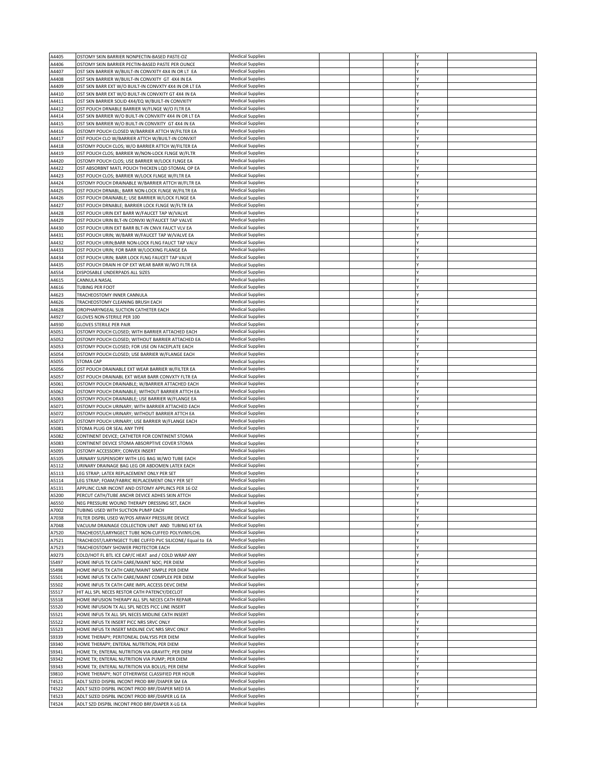| | | | | | | | |
|---|---|---|---|---|---|---|---|
| A4405 | OSTOMY SKIN BARRIER NONPECTIN-BASED PASTE-OZ | Medical Supplies | | | | Y | |
| A4406 | OSTOMY SKIN BARRIER PECTIN-BASED PASTE PER OUNCE | Medical Supplies | | | | Y | |
| A4407 | OST SKN BARRIER W/BUILT-IN CONVXITY 4X4 IN OR LT EA | Medical Supplies | | | | Y | |
| A4408 | OST SKN BARRIER W/BUILT-IN CONVXITY GT 4X4 IN EA | Medical Supplies | | | | Y | |
| A4409 | OST SKN BARR EXT W/O BUILT-IN CONVXTY 4X4 IN OR LT EA | Medical Supplies | | | | Y | |
| A4410 | OST SKN BARR EXT W/O BUILT-IN CONVXITY GT 4X4 IN EA | Medical Supplies | | | | Y | |
| A4411 | OST SKN BARRIER SOLID 4X4/EQ W/BUILT-IN CONVXITY | Medical Supplies | | | | Y | |
| A4412 | OST POUCH DRNABLE BARRIER W/FLNGE W/O FLTR EA | Medical Supplies | | | | Y | |
| A4414 | OST SKN BARRIER W/O BUILT-IN CONVXITY 4X4 IN OR LT EA | Medical Supplies | | | | Y | |
| A4415 | OST SKN BARRIER W/O BUILT-IN CONVXITY GT 4X4 IN EA | Medical Supplies | | | | Y | |
| A4416 | OSTOMY POUCH CLOSED W/BARRIER ATTCH W/FILTER EA | Medical Supplies | | | | Y | |
| A4417 | OST POUCH CLO W/BARRIER ATTCH W/BUILT-IN CONVXIT | Medical Supplies | | | | Y | |
| A4418 | OSTOMY POUCH CLOS; W/O BARRIER ATTCH W/FILTER EA | Medical Supplies | | | | Y | |
| A4419 | OST POUCH CLOS; BARRIER W/NON-LOCK FLNGE W/FLTR | Medical Supplies | | | | Y | |
| A4420 | OSTOMY POUCH CLOS; USE BARRIER W/LOCK FLNGE EA | Medical Supplies | | | | Y | |
| A4422 | OST ABSORBNT MATL POUCH THICKEN LQD STOMAL OP EA | Medical Supplies | | | | Y | |
| A4423 | OST POUCH CLOS; BARRIER W/LOCK FLNGE W/FLTR EA | Medical Supplies | | | | Y | |
| A4424 | OSTOMY POUCH DRAINABLE W/BARRIER ATTCH W/FLTR EA | Medical Supplies | | | | Y | |
| A4425 | OST POUCH DRNABL; BARR NON-LOCK FLNGE W/FILTR EA | Medical Supplies | | | | Y | |
| A4426 | OST POUCH DRAINABLE; USE BARRIER W/LOCK FLNGE EA | Medical Supplies | | | | Y | |
| A4427 | OST POUCH DRNABLE; BARRIER LOCK FLNGE W/FLTR EA | Medical Supplies | | | | Y | |
| A4428 | OST POUCH URIN EXT BARR W/FAUCET TAP W/VALVE | Medical Supplies | | | | Y | |
| A4429 | OST POUCH URIN BLT-IN CONVXI W/FAUCET TAP VALVE | Medical Supplies | | | | Y | |
| A4430 | OST POUCH URIN EXT BARR BLT-IN CNVX FAUCT VLV EA | Medical Supplies | | | | Y | |
| A4431 | OST POUCH URIN; W/BARR W/FAUCET TAP W/VALVE EA | Medical Supplies | | | | Y | |
| A4432 | OST POUCH URIN;BARR NON-LOCK FLNG FAUCT TAP VALV | Medical Supplies | | | | Y | |
| A4433 | OST POUCH URIN; FOR BARR W/LOCKING FLANGE EA | Medical Supplies | | | | Y | |
| A4434 | OST POUCH URIN; BARR LOCK FLNG FAUCET TAP VALVE | Medical Supplies | | | | Y | |
| A4435 | OST POUCH DRAIN HI OP EXT WEAR BARR W/WO FLTR EA | Medical Supplies | | | | Y | |
| A4554 | DISPOSABLE UNDERPADS ALL SIZES | Medical Supplies | | | | Y | |
| A4615 | CANNULA NASAL | Medical Supplies | | | | Y | |
| A4616 | TUBING PER FOOT | Medical Supplies | | | | Y | |
| A4623 | TRACHEOSTOMY INNER CANNULA | Medical Supplies | | | | Y | |
| A4626 | TRACHEOSTOMY CLEANING BRUSH EACH | Medical Supplies | | | | Y | |
| A4628 | OROPHARYNGEAL SUCTION CATHETER EACH | Medical Supplies | | | | Y | |
| A4927 | GLOVES NON-STERILE PER 100 | Medical Supplies | | | | Y | |
| A4930 | GLOVES STERILE PER PAIR | Medical Supplies | | | | Y | |
| A5051 | OSTOMY POUCH CLOSED; WITH BARRIER ATTACHED EACH | Medical Supplies | | | | Y | |
| A5052 | OSTOMY POUCH CLOSED; WITHOUT BARRIER ATTACHED EA | Medical Supplies | | | | Y | |
| A5053 | OSTOMY POUCH CLOSED; FOR USE ON FACEPLATE EACH | Medical Supplies | | | | Y | |
| A5054 | OSTOMY POUCH CLOSED; USE BARRIER W/FLANGE EACH | Medical Supplies | | | | Y | |
| A5055 | STOMA CAP | Medical Supplies | | | | Y | |
| A5056 | OST POUCH DRAINABLE EXT WEAR BARRIER W/FILTER EA | Medical Supplies | | | | Y | |
| A5057 | OST POUCH DRAINABL EXT WEAR BARR CONVXTY FLTR EA | Medical Supplies | | | | Y | |
| A5061 | OSTOMY POUCH DRAINABLE; W/BARRIER ATTACHED EACH | Medical Supplies | | | | Y | |
| A5062 | OSTOMY POUCH DRAINABLE; WITHOUT BARRIER ATTCH EA | Medical Supplies | | | | Y | |
| A5063 | OSTOMY POUCH DRAINABLE; USE BARRIER W/FLANGE EA | Medical Supplies | | | | Y | |
| A5071 | OSTOMY POUCH URINARY; WITH BARRIER ATTACHED EACH | Medical Supplies | | | | Y | |
| A5072 | OSTOMY POUCH URINARY; WITHOUT BARRIER ATTCH EA | Medical Supplies | | | | Y | |
| A5073 | OSTOMY POUCH URINARY; USE BARRIER W/FLANGE EACH | Medical Supplies | | | | Y | |
| A5081 | STOMA PLUG OR SEAL ANY TYPE | Medical Supplies | | | | Y | |
| A5082 | CONTINENT DEVICE; CATHETER FOR CONTINENT STOMA | Medical Supplies | | | | Y | |
| A5083 | CONTINENT DEVICE STOMA ABSORPTIVE COVER STOMA | Medical Supplies | | | | Y | |
| A5093 | OSTOMY ACCESSORY; CONVEX INSERT | Medical Supplies | | | | Y | |
| A5105 | URINARY SUSPENSORY WITH LEG BAG W/WO TUBE EACH | Medical Supplies | | | | Y | |
| A5112 | URINARY DRAINAGE BAG LEG OR ABDOMEN LATEX EACH | Medical Supplies | | | | Y | |
| A5113 | LEG STRAP; LATEX REPLACEMENT ONLY PER SET | Medical Supplies | | | | Y | |
| A5114 | LEG STRAP; FOAM/FABRIC REPLACEMENT ONLY PER SET | Medical Supplies | | | | Y | |
| A5131 | APPLINC CLNR INCONT AND OSTOMY APPLINCS PER 16 OZ | Medical Supplies | | | | Y | |
| A5200 | PERCUT CATH/TUBE ANCHR DEVICE ADHES SKIN ATTCH | Medical Supplies | | | | Y | |
| A6550 | NEG PRESSURE WOUND THERAPY DRESSING SET, EACH | Medical Supplies | | | | Y | |
| A7002 | TUBING USED WITH SUCTION PUMP EACH | Medical Supplies | | | | Y | |
| A7038 | FILTER DISPBL USED W/POS ARWAY PRESSURE DEVICE | Medical Supplies | | | | Y | |
| A7048 | VACUUM DRAINAGE COLLECTION UNIT AND TUBING KIT EA | Medical Supplies | | | | Y | |
| A7520 | TRACHEOST/LARYNGECT TUBE NON-CUFFED POLYVINYLCHL | Medical Supplies | | | | Y | |
| A7521 | TRACHEOST/LARYNGECT TUBE CUFFD PVC SILICONE/ Equal to EA | Medical Supplies | | | | Y | |
| A7523 | TRACHEOSTOMY SHOWER PROTECTOR EACH | Medical Supplies | | | | Y | |
| A9273 | COLD/HOT FL BTL ICE CAP/C HEAT and / COLD WRAP ANY | Medical Supplies | | | | Y | |
| S5497 | HOME INFUS TX CATH CARE/MAINT NOC; PER DIEM | Medical Supplies | | | | Y | |
| S5498 | HOME INFUS TX CATH CARE/MAINT SIMPLE PER DIEM | Medical Supplies | | | | Y | |
| S5501 | HOME INFUS TX CATH CARE/MAINT COMPLEX PER DIEM | Medical Supplies | | | | Y | |
| S5502 | HOME INFUS TX CATH CARE IMPL ACCESS DEVC DIEM | Medical Supplies | | | | Y | |
| S5517 | HIT ALL SPL NECES RESTOR CATH PATENCY/DECLOT | Medical Supplies | | | | Y | |
| S5518 | HOME INFUSION THERAPY ALL SPL NECES CATH REPAIR | Medical Supplies | | | | Y | |
| S5520 | HOME INFUSION TX ALL SPL NECES PICC LINE INSERT | Medical Supplies | | | | Y | |
| S5521 | HOME INFUS TX ALL SPL NECES MIDLINE CATH INSERT | Medical Supplies | | | | Y | |
| S5522 | HOME INFUS TX INSERT PICC NRS SRVC ONLY | Medical Supplies | | | | Y | |
| S5523 | HOME INFUS TX INSERT MIDLINE CVC NRS SRVC ONLY | Medical Supplies | | | | Y | |
| S9339 | HOME THERAPY; PERITONEAL DIALYSIS PER DIEM | Medical Supplies | | | | Y | |
| S9340 | HOME THERAPY; ENTERAL NUTRITION; PER DIEM | Medical Supplies | | | | Y | |
| S9341 | HOME TX; ENTERAL NUTRITION VIA GRAVITY; PER DIEM | Medical Supplies | | | | Y | |
| S9342 | HOME TX; ENTERAL NUTRITION VIA PUMP; PER DIEM | Medical Supplies | | | | Y | |
| S9343 | HOME TX; ENTERAL NUTRITION VIA BOLUS; PER DIEM | Medical Supplies | | | | Y | |
| S9810 | HOME THERAPY; NOT OTHERWISE CLASSIFIED PER HOUR | Medical Supplies | | | | Y | |
| T4521 | ADLT SIZED DISPBL INCONT PROD BRF/DIAPER SM EA | Medical Supplies | | | | Y | |
| T4522 | ADLT SIZED DISPBL INCONT PROD BRF/DIAPER MED EA | Medical Supplies | | | | Y | |
| T4523 | ADLT SIZED DISPBL INCONT PROD BRF/DIAPER LG EA | Medical Supplies | | | | Y | |
| T4524 | ADLT SZD DISPBL INCONT PROD BRF/DIAPER X-LG EA | Medical Supplies | | | | Y | |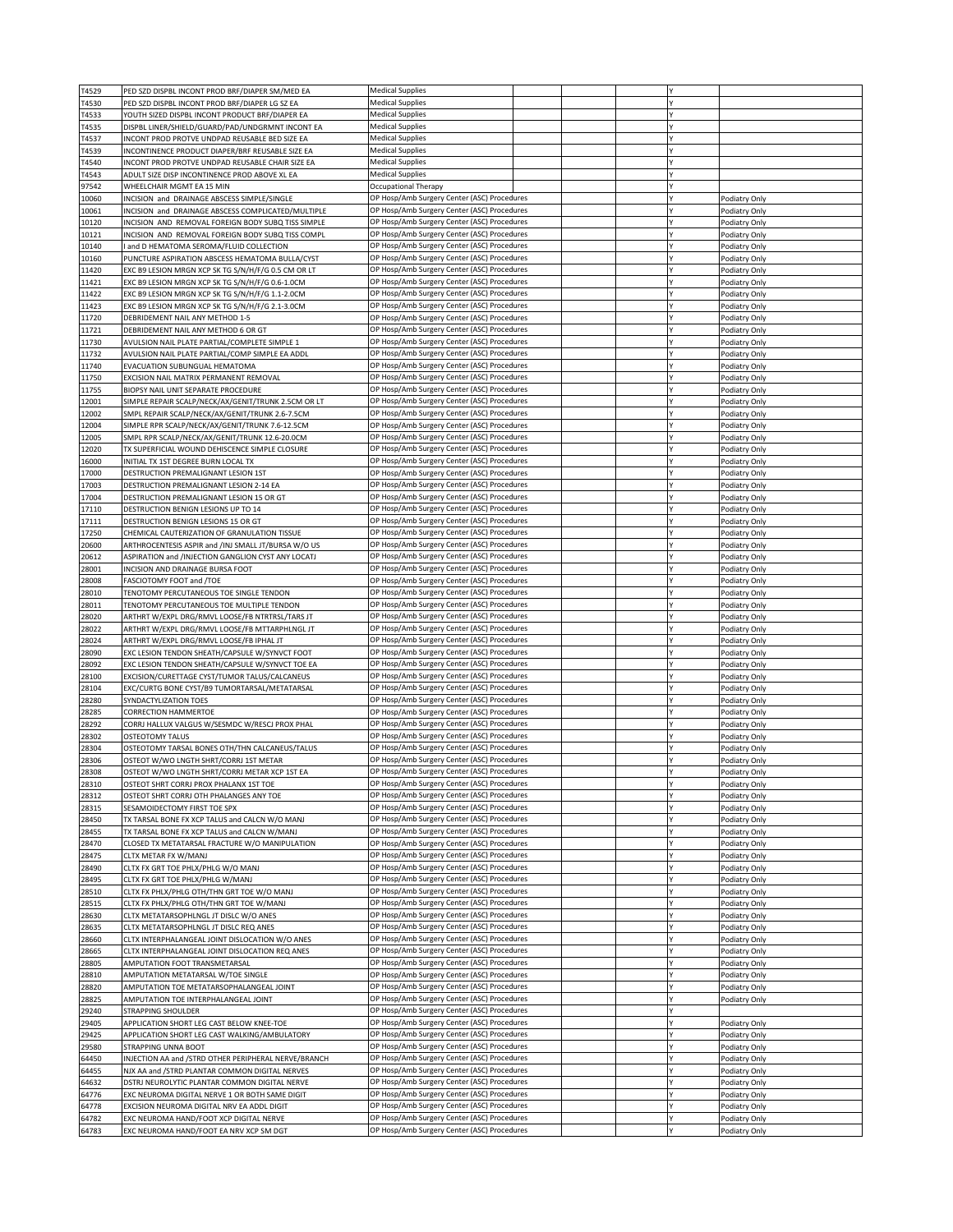| | | | | | | | |
|---|---|---|---|---|---|---|---|
| T4529 | PED SZD DISPBL INCONT PROD BRF/DIAPER SM/MED EA | Medical Supplies | | | | Y | |
| T4530 | PED SZD DISPBL INCONT PROD BRF/DIAPER LG SZ EA | Medical Supplies | | | | Y | |
| T4533 | YOUTH SIZED DISPBL INCONT PRODUCT BRF/DIAPER EA | Medical Supplies | | | | Y | |
| T4535 | DISPBL LINER/SHIELD/GUARD/PAD/UNDGRMNT INCONT EA | Medical Supplies | | | | Y | |
| T4537 | INCONT PROD PROTVE UNDPAD REUSABLE BED SIZE EA | Medical Supplies | | | | Y | |
| T4539 | INCONTINENCE PRODUCT DIAPER/BRF REUSABLE SIZE EA | Medical Supplies | | | | Y | |
| T4540 | INCONT PROD PROTVE UNDPAD REUSABLE CHAIR SIZE EA | Medical Supplies | | | | Y | |
| T4543 | ADULT SIZE DISP INCONTINENCE PROD ABOVE XL EA | Medical Supplies | | | | Y | |
| 97542 | WHEELCHAIR MGMT EA 15 MIN | Occupational Therapy | | | | Y | |
| 10060 | INCISION and DRAINAGE ABSCESS SIMPLE/SINGLE | OP Hosp/Amb Surgery Center (ASC) Procedures | | | | Y | Podiatry Only |
| 10061 | INCISION and DRAINAGE ABSCESS COMPLICATED/MULTIPLE | OP Hosp/Amb Surgery Center (ASC) Procedures | | | | Y | Podiatry Only |
| 10120 | INCISION AND REMOVAL FOREIGN BODY SUBQ TISS SIMPLE | OP Hosp/Amb Surgery Center (ASC) Procedures | | | | Y | Podiatry Only |
| 10121 | INCISION AND REMOVAL FOREIGN BODY SUBQ TISS COMPL | OP Hosp/Amb Surgery Center (ASC) Procedures | | | | Y | Podiatry Only |
| 10140 | I and D HEMATOMA SEROMA/FLUID COLLECTION | OP Hosp/Amb Surgery Center (ASC) Procedures | | | | Y | Podiatry Only |
| 10160 | PUNCTURE ASPIRATION ABSCESS HEMATOMA BULLA/CYST | OP Hosp/Amb Surgery Center (ASC) Procedures | | | | Y | Podiatry Only |
| 11420 | EXC B9 LESION MRGN XCP SK TG S/N/H/F/G 0.5 CM OR LT | OP Hosp/Amb Surgery Center (ASC) Procedures | | | | Y | Podiatry Only |
| 11421 | EXC B9 LESION MRGN XCP SK TG S/N/H/F/G 0.6-1.0CM | OP Hosp/Amb Surgery Center (ASC) Procedures | | | | Y | Podiatry Only |
| 11422 | EXC B9 LESION MRGN XCP SK TG S/N/H/F/G 1.1-2.0CM | OP Hosp/Amb Surgery Center (ASC) Procedures | | | | Y | Podiatry Only |
| 11423 | EXC B9 LESION MRGN XCP SK TG S/N/H/F/G 2.1-3.0CM | OP Hosp/Amb Surgery Center (ASC) Procedures | | | | Y | Podiatry Only |
| 11720 | DEBRIDEMENT NAIL ANY METHOD 1-5 | OP Hosp/Amb Surgery Center (ASC) Procedures | | | | Y | Podiatry Only |
| 11721 | DEBRIDEMENT NAIL ANY METHOD 6 OR GT | OP Hosp/Amb Surgery Center (ASC) Procedures | | | | Y | Podiatry Only |
| 11730 | AVULSION NAIL PLATE PARTIAL/COMPLETE SIMPLE 1 | OP Hosp/Amb Surgery Center (ASC) Procedures | | | | Y | Podiatry Only |
| 11732 | AVULSION NAIL PLATE PARTIAL/COMP SIMPLE EA ADDL | OP Hosp/Amb Surgery Center (ASC) Procedures | | | | Y | Podiatry Only |
| 11740 | EVACUATION SUBUNGUAL HEMATOMA | OP Hosp/Amb Surgery Center (ASC) Procedures | | | | Y | Podiatry Only |
| 11750 | EXCISION NAIL MATRIX PERMANENT REMOVAL | OP Hosp/Amb Surgery Center (ASC) Procedures | | | | Y | Podiatry Only |
| 11755 | BIOPSY NAIL UNIT SEPARATE PROCEDURE | OP Hosp/Amb Surgery Center (ASC) Procedures | | | | Y | Podiatry Only |
| 12001 | SIMPLE REPAIR SCALP/NECK/AX/GENIT/TRUNK 2.5CM OR LT | OP Hosp/Amb Surgery Center (ASC) Procedures | | | | Y | Podiatry Only |
| 12002 | SMPL REPAIR SCALP/NECK/AX/GENIT/TRUNK 2.6-7.5CM | OP Hosp/Amb Surgery Center (ASC) Procedures | | | | Y | Podiatry Only |
| 12004 | SIMPLE RPR SCALP/NECK/AX/GENIT/TRUNK 7.6-12.5CM | OP Hosp/Amb Surgery Center (ASC) Procedures | | | | Y | Podiatry Only |
| 12005 | SMPL RPR SCALP/NECK/AX/GENIT/TRUNK 12.6-20.0CM | OP Hosp/Amb Surgery Center (ASC) Procedures | | | | Y | Podiatry Only |
| 12020 | TX SUPERFICIAL WOUND DEHISCENCE SIMPLE CLOSURE | OP Hosp/Amb Surgery Center (ASC) Procedures | | | | Y | Podiatry Only |
| 16000 | INITIAL TX 1ST DEGREE BURN LOCAL TX | OP Hosp/Amb Surgery Center (ASC) Procedures | | | | Y | Podiatry Only |
| 17000 | DESTRUCTION PREMALIGNANT LESION 1ST | OP Hosp/Amb Surgery Center (ASC) Procedures | | | | Y | Podiatry Only |
| 17003 | DESTRUCTION PREMALIGNANT LESION 2-14 EA | OP Hosp/Amb Surgery Center (ASC) Procedures | | | | Y | Podiatry Only |
| 17004 | DESTRUCTION PREMALIGNANT LESION 15 OR GT | OP Hosp/Amb Surgery Center (ASC) Procedures | | | | Y | Podiatry Only |
| 17110 | DESTRUCTION BENIGN LESIONS UP TO 14 | OP Hosp/Amb Surgery Center (ASC) Procedures | | | | Y | Podiatry Only |
| 17111 | DESTRUCTION BENIGN LESIONS 15 OR GT | OP Hosp/Amb Surgery Center (ASC) Procedures | | | | Y | Podiatry Only |
| 17250 | CHEMICAL CAUTERIZATION OF GRANULATION TISSUE | OP Hosp/Amb Surgery Center (ASC) Procedures | | | | Y | Podiatry Only |
| 20600 | ARTHROCENTESIS ASPIR and /INJ SMALL JT/BURSA W/O US | OP Hosp/Amb Surgery Center (ASC) Procedures | | | | Y | Podiatry Only |
| 20612 | ASPIRATION and /INJECTION GANGLION CYST ANY LOCATJ | OP Hosp/Amb Surgery Center (ASC) Procedures | | | | Y | Podiatry Only |
| 28001 | INCISION AND DRAINAGE BURSA FOOT | OP Hosp/Amb Surgery Center (ASC) Procedures | | | | Y | Podiatry Only |
| 28008 | FASCIOTOMY FOOT and /TOE | OP Hosp/Amb Surgery Center (ASC) Procedures | | | | Y | Podiatry Only |
| 28010 | TENOTOMY PERCUTANEOUS TOE SINGLE TENDON | OP Hosp/Amb Surgery Center (ASC) Procedures | | | | Y | Podiatry Only |
| 28011 | TENOTOMY PERCUTANEOUS TOE MULTIPLE TENDON | OP Hosp/Amb Surgery Center (ASC) Procedures | | | | Y | Podiatry Only |
| 28020 | ARTHRT W/EXPL DRG/RMVL LOOSE/FB NTRTRSL/TARS JT | OP Hosp/Amb Surgery Center (ASC) Procedures | | | | Y | Podiatry Only |
| 28022 | ARTHRT W/EXPL DRG/RMVL LOOSE/FB MTTARPHLNGL JT | OP Hosp/Amb Surgery Center (ASC) Procedures | | | | Y | Podiatry Only |
| 28024 | ARTHRT W/EXPL DRG/RMVL LOOSE/FB IPHAL JT | OP Hosp/Amb Surgery Center (ASC) Procedures | | | | Y | Podiatry Only |
| 28090 | EXC LESION TENDON SHEATH/CAPSULE W/SYNVCT FOOT | OP Hosp/Amb Surgery Center (ASC) Procedures | | | | Y | Podiatry Only |
| 28092 | EXC LESION TENDON SHEATH/CAPSULE W/SYNVCT TOE EA | OP Hosp/Amb Surgery Center (ASC) Procedures | | | | Y | Podiatry Only |
| 28100 | EXCISION/CURETTAGE CYST/TUMOR TALUS/CALCANEUS | OP Hosp/Amb Surgery Center (ASC) Procedures | | | | Y | Podiatry Only |
| 28104 | EXC/CURTG BONE CYST/B9 TUMORTARSAL/METATARSAL | OP Hosp/Amb Surgery Center (ASC) Procedures | | | | Y | Podiatry Only |
| 28280 | SYNDACTYLIZATION TOES | OP Hosp/Amb Surgery Center (ASC) Procedures | | | | Y | Podiatry Only |
| 28285 | CORRECTION HAMMERTOE | OP Hosp/Amb Surgery Center (ASC) Procedures | | | | Y | Podiatry Only |
| 28292 | CORRJ HALLUX VALGUS W/SESMDC W/RESCJ PROX PHAL | OP Hosp/Amb Surgery Center (ASC) Procedures | | | | Y | Podiatry Only |
| 28302 | OSTEOTOMY TALUS | OP Hosp/Amb Surgery Center (ASC) Procedures | | | | Y | Podiatry Only |
| 28304 | OSTEOTOMY TARSAL BONES OTH/THN CALCANEUS/TALUS | OP Hosp/Amb Surgery Center (ASC) Procedures | | | | Y | Podiatry Only |
| 28306 | OSTEOT W/WO LNGTH SHRT/CORRJ 1ST METAR | OP Hosp/Amb Surgery Center (ASC) Procedures | | | | Y | Podiatry Only |
| 28308 | OSTEOT W/WO LNGTH SHRT/CORRJ METAR XCP 1ST EA | OP Hosp/Amb Surgery Center (ASC) Procedures | | | | Y | Podiatry Only |
| 28310 | OSTEOT SHRT CORRJ PROX PHALANX 1ST TOE | OP Hosp/Amb Surgery Center (ASC) Procedures | | | | Y | Podiatry Only |
| 28312 | OSTEOT SHRT CORRJ OTH PHALANGES ANY TOE | OP Hosp/Amb Surgery Center (ASC) Procedures | | | | Y | Podiatry Only |
| 28315 | SESAMOIDECTOMY FIRST TOE SPX | OP Hosp/Amb Surgery Center (ASC) Procedures | | | | Y | Podiatry Only |
| 28450 | TX TARSAL BONE FX XCP TALUS and CALCN W/O MANJ | OP Hosp/Amb Surgery Center (ASC) Procedures | | | | Y | Podiatry Only |
| 28455 | TX TARSAL BONE FX XCP TALUS and CALCN W/MANJ | OP Hosp/Amb Surgery Center (ASC) Procedures | | | | Y | Podiatry Only |
| 28470 | CLOSED TX METATARSAL FRACTURE W/O MANIPULATION | OP Hosp/Amb Surgery Center (ASC) Procedures | | | | Y | Podiatry Only |
| 28475 | CLTX METAR FX W/MANJ | OP Hosp/Amb Surgery Center (ASC) Procedures | | | | Y | Podiatry Only |
| 28490 | CLTX FX GRT TOE PHLX/PHLG W/O MANJ | OP Hosp/Amb Surgery Center (ASC) Procedures | | | | Y | Podiatry Only |
| 28495 | CLTX FX GRT TOE PHLX/PHLG W/MANJ | OP Hosp/Amb Surgery Center (ASC) Procedures | | | | Y | Podiatry Only |
| 28510 | CLTX FX PHLX/PHLG OTH/THN GRT TOE W/O MANJ | OP Hosp/Amb Surgery Center (ASC) Procedures | | | | Y | Podiatry Only |
| 28515 | CLTX FX PHLX/PHLG OTH/THN GRT TOE W/MANJ | OP Hosp/Amb Surgery Center (ASC) Procedures | | | | Y | Podiatry Only |
| 28630 | CLTX METATARSOPHLNGL JT DISLC W/O ANES | OP Hosp/Amb Surgery Center (ASC) Procedures | | | | Y | Podiatry Only |
| 28635 | CLTX METATARSOPHLNGL JT DISLC REQ ANES | OP Hosp/Amb Surgery Center (ASC) Procedures | | | | Y | Podiatry Only |
| 28660 | CLTX INTERPHALANGEAL JOINT DISLOCATION W/O ANES | OP Hosp/Amb Surgery Center (ASC) Procedures | | | | Y | Podiatry Only |
| 28665 | CLTX INTERPHALANGEAL JOINT DISLOCATION REQ ANES | OP Hosp/Amb Surgery Center (ASC) Procedures | | | | Y | Podiatry Only |
| 28805 | AMPUTATION FOOT TRANSMETARSAL | OP Hosp/Amb Surgery Center (ASC) Procedures | | | | Y | Podiatry Only |
| 28810 | AMPUTATION METATARSAL W/TOE SINGLE | OP Hosp/Amb Surgery Center (ASC) Procedures | | | | Y | Podiatry Only |
| 28820 | AMPUTATION TOE METATARSOPHALANGEAL JOINT | OP Hosp/Amb Surgery Center (ASC) Procedures | | | | Y | Podiatry Only |
| 28825 | AMPUTATION TOE INTERPHALANGEAL JOINT | OP Hosp/Amb Surgery Center (ASC) Procedures | | | | Y | Podiatry Only |
| 29240 | STRAPPING SHOULDER | OP Hosp/Amb Surgery Center (ASC) Procedures | | | | Y | |
| 29405 | APPLICATION SHORT LEG CAST BELOW KNEE-TOE | OP Hosp/Amb Surgery Center (ASC) Procedures | | | | Y | Podiatry Only |
| 29425 | APPLICATION SHORT LEG CAST WALKING/AMBULATORY | OP Hosp/Amb Surgery Center (ASC) Procedures | | | | Y | Podiatry Only |
| 29580 | STRAPPING UNNA BOOT | OP Hosp/Amb Surgery Center (ASC) Procedures | | | | Y | Podiatry Only |
| 64450 | INJECTION AA and /STRD OTHER PERIPHERAL NERVE/BRANCH | OP Hosp/Amb Surgery Center (ASC) Procedures | | | | Y | Podiatry Only |
| 64455 | NJX AA and /STRD PLANTAR COMMON DIGITAL NERVES | OP Hosp/Amb Surgery Center (ASC) Procedures | | | | Y | Podiatry Only |
| 64632 | DSTRJ NEUROLYTIC PLANTAR COMMON DIGITAL NERVE | OP Hosp/Amb Surgery Center (ASC) Procedures | | | | Y | Podiatry Only |
| 64776 | EXC NEUROMA DIGITAL NERVE 1 OR BOTH SAME DIGIT | OP Hosp/Amb Surgery Center (ASC) Procedures | | | | Y | Podiatry Only |
| 64778 | EXCISION NEUROMA DIGITAL NRV EA ADDL DIGIT | OP Hosp/Amb Surgery Center (ASC) Procedures | | | | Y | Podiatry Only |
| 64782 | EXC NEUROMA HAND/FOOT XCP DIGITAL NERVE | OP Hosp/Amb Surgery Center (ASC) Procedures | | | | Y | Podiatry Only |
| 64783 | EXC NEUROMA HAND/FOOT EA NRV XCP SM DGT | OP Hosp/Amb Surgery Center (ASC) Procedures | | | | Y | Podiatry Only |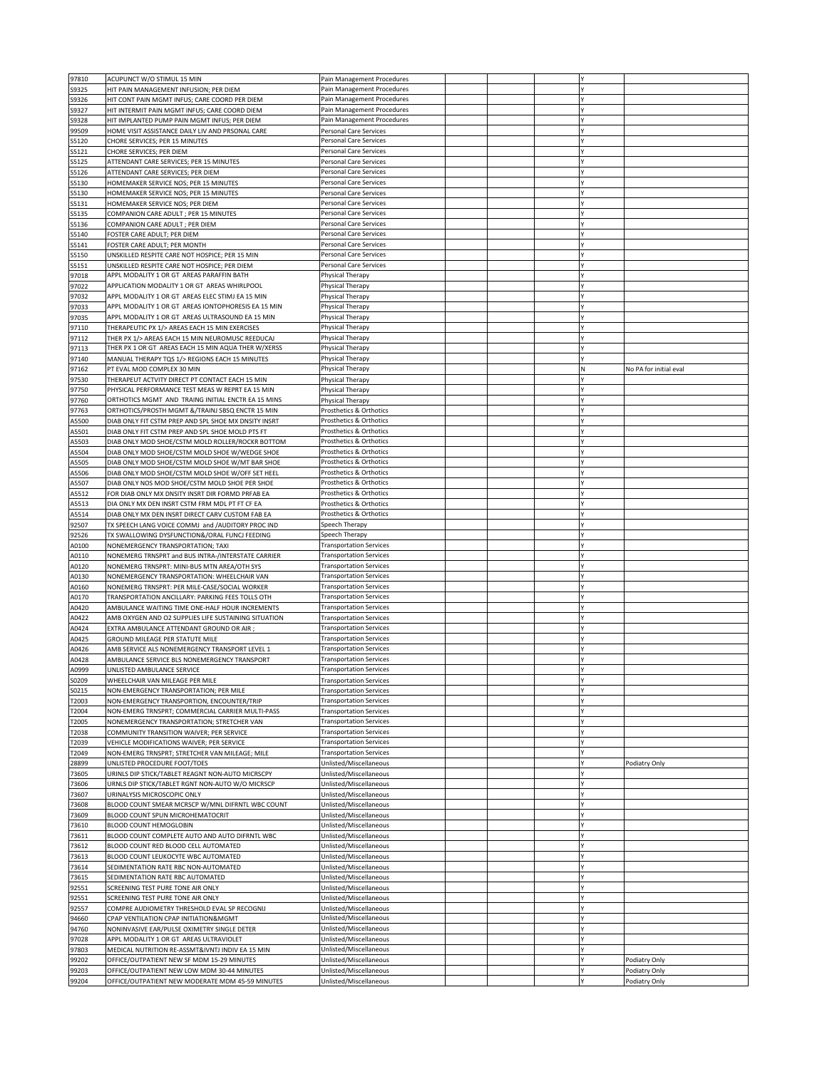| | | | | | | | |
|---|---|---|---|---|---|---|---|
| 97810 | ACUPUNCT W/O STIMUL 15 MIN | Pain Management Procedures | | | | Y | |
| S9325 | HIT PAIN MANAGEMENT INFUSION; PER DIEM | Pain Management Procedures | | | | Y | |
| S9326 | HIT CONT PAIN MGMT INFUS; CARE COORD PER DIEM | Pain Management Procedures | | | | Y | |
| S9327 | HIT INTERMIT PAIN MGMT INFUS; CARE COORD DIEM | Pain Management Procedures | | | | Y | |
| S9328 | HIT IMPLANTED PUMP PAIN MGMT INFUS; PER DIEM | Pain Management Procedures | | | | Y | |
| 99509 | HOME VISIT ASSISTANCE DAILY LIV AND PRSONAL CARE | Personal Care Services | | | | Y | |
| S5120 | CHORE SERVICES; PER 15 MINUTES | Personal Care Services | | | | Y | |
| S5121 | CHORE SERVICES; PER DIEM | Personal Care Services | | | | Y | |
| S5125 | ATTENDANT CARE SERVICES; PER 15 MINUTES | Personal Care Services | | | | Y | |
| S5126 | ATTENDANT CARE SERVICES; PER DIEM | Personal Care Services | | | | Y | |
| S5130 | HOMEMAKER SERVICE NOS; PER 15 MINUTES | Personal Care Services | | | | Y | |
| S5130 | HOMEMAKER SERVICE NOS; PER 15 MINUTES | Personal Care Services | | | | Y | |
| S5131 | HOMEMAKER SERVICE NOS; PER DIEM | Personal Care Services | | | | Y | |
| S5135 | COMPANION CARE ADULT ; PER 15 MINUTES | Personal Care Services | | | | Y | |
| S5136 | COMPANION CARE ADULT ; PER DIEM | Personal Care Services | | | | Y | |
| S5140 | FOSTER CARE ADULT; PER DIEM | Personal Care Services | | | | Y | |
| S5141 | FOSTER CARE ADULT; PER MONTH | Personal Care Services | | | | Y | |
| S5150 | UNSKILLED RESPITE CARE NOT HOSPICE; PER 15 MIN | Personal Care Services | | | | Y | |
| S5151 | UNSKILLED RESPITE CARE NOT HOSPICE; PER DIEM | Personal Care Services | | | | Y | |
| 97018 | APPL MODALITY 1 OR GT AREAS PARAFFIN BATH | Physical Therapy | | | | Y | |
| 97022 | APPLICATION MODALITY 1 OR GT AREAS WHIRLPOOL | Physical Therapy | | | | Y | |
| 97032 | APPL MODALITY 1 OR GT AREAS ELEC STIMJ EA 15 MIN | Physical Therapy | | | | Y | |
| 97033 | APPL MODALITY 1 OR GT AREAS IONTOPHORESIS EA 15 MIN | Physical Therapy | | | | Y | |
| 97035 | APPL MODALITY 1 OR GT AREAS ULTRASOUND EA 15 MIN | Physical Therapy | | | | Y | |
| 97110 | THERAPEUTIC PX 1/> AREAS EACH 15 MIN EXERCISES | Physical Therapy | | | | Y | |
| 97112 | THER PX 1/> AREAS EACH 15 MIN NEUROMUSC REEDUCAJ | Physical Therapy | | | | Y | |
| 97113 | THER PX 1 OR GT AREAS EACH 15 MIN AQUA THER W/XERSS | Physical Therapy | | | | Y | |
| 97140 | MANUAL THERAPY TQS 1/> REGIONS EACH 15 MINUTES | Physical Therapy | | | | Y | |
| 97162 | PT EVAL MOD COMPLEX 30 MIN | Physical Therapy | | | | N | No PA for initial eval |
| 97530 | THERAPEUT ACTVITY DIRECT PT CONTACT EACH 15 MIN | Physical Therapy | | | | Y | |
| 97750 | PHYSICAL PERFORMANCE TEST MEAS W REPRT EA 15 MIN | Physical Therapy | | | | Y | |
| 97760 | ORTHOTICS MGMT AND TRAING INITIAL ENCTR EA 15 MINS | Physical Therapy | | | | Y | |
| 97763 | ORTHOTICS/PROSTH MGMT &/TRAINJ SBSQ ENCTR 15 MIN | Prosthetics & Orthotics | | | | Y | |
| A5500 | DIAB ONLY FIT CSTM PREP AND SPL SHOE MX DNSITY INSRT | Prosthetics & Orthotics | | | | Y | |
| A5501 | DIAB ONLY FIT CSTM PREP AND SPL SHOE MOLD PTS FT | Prosthetics & Orthotics | | | | Y | |
| A5503 | DIAB ONLY MOD SHOE/CSTM MOLD ROLLER/ROCKR BOTTOM | Prosthetics & Orthotics | | | | Y | |
| A5504 | DIAB ONLY MOD SHOE/CSTM MOLD SHOE W/WEDGE SHOE | Prosthetics & Orthotics | | | | Y | |
| A5505 | DIAB ONLY MOD SHOE/CSTM MOLD SHOE W/MT BAR SHOE | Prosthetics & Orthotics | | | | Y | |
| A5506 | DIAB ONLY MOD SHOE/CSTM MOLD SHOE W/OFF SET HEEL | Prosthetics & Orthotics | | | | Y | |
| A5507 | DIAB ONLY NOS MOD SHOE/CSTM MOLD SHOE PER SHOE | Prosthetics & Orthotics | | | | Y | |
| A5512 | FOR DIAB ONLY MX DNSITY INSRT DIR FORMD PRFAB EA | Prosthetics & Orthotics | | | | Y | |
| A5513 | DIA ONLY MX DEN INSRT CSTM FRM MDL PT FT CF EA | Prosthetics & Orthotics | | | | Y | |
| A5514 | DIAB ONLY MX DEN INSRT DIRECT CARV CUSTOM FAB EA | Prosthetics & Orthotics | | | | Y | |
| 92507 | TX SPEECH LANG VOICE COMMJ and /AUDITORY PROC IND | Speech Therapy | | | | Y | |
| 92526 | TX SWALLOWING DYSFUNCTION&/ORAL FUNCJ FEEDING | Speech Therapy | | | | Y | |
| A0100 | NONEMERGENCY TRANSPORTATION; TAXI | Transportation Services | | | | Y | |
| A0110 | NONEMERG TRNSPRT and BUS INTRA-/INTERSTATE CARRIER | Transportation Services | | | | Y | |
| A0120 | NONEMERG TRNSPRT: MINI-BUS MTN AREA/OTH SYS | Transportation Services | | | | Y | |
| A0130 | NONEMERGENCY TRANSPORTATION: WHEELCHAIR VAN | Transportation Services | | | | Y | |
| A0160 | NONEMERG TRNSPRT: PER MILE-CASE/SOCIAL WORKER | Transportation Services | | | | Y | |
| A0170 | TRANSPORTATION ANCILLARY: PARKING FEES TOLLS OTH | Transportation Services | | | | Y | |
| A0420 | AMBULANCE WAITING TIME ONE-HALF HOUR INCREMENTS | Transportation Services | | | | Y | |
| A0422 | AMB OXYGEN AND O2 SUPPLIES LIFE SUSTAINING SITUATION | Transportation Services | | | | Y | |
| A0424 | EXTRA AMBULANCE ATTENDANT GROUND OR AIR ; | Transportation Services | | | | Y | |
| A0425 | GROUND MILEAGE PER STATUTE MILE | Transportation Services | | | | Y | |
| A0426 | AMB SERVICE ALS NONEMERGENCY TRANSPORT LEVEL 1 | Transportation Services | | | | Y | |
| A0428 | AMBULANCE SERVICE BLS NONEMERGENCY TRANSPORT | Transportation Services | | | | Y | |
| A0999 | UNLISTED AMBULANCE SERVICE | Transportation Services | | | | Y | |
| S0209 | WHEELCHAIR VAN MILEAGE PER MILE | Transportation Services | | | | Y | |
| S0215 | NON-EMERGENCY TRANSPORTATION; PER MILE | Transportation Services | | | | Y | |
| T2003 | NON-EMERGENCY TRANSPORTION, ENCOUNTER/TRIP | Transportation Services | | | | Y | |
| T2004 | NON-EMERG TRNSPRT; COMMERCIAL CARRIER MULTI-PASS | Transportation Services | | | | Y | |
| T2005 | NONEMERGENCY TRANSPORTATION; STRETCHER VAN | Transportation Services | | | | Y | |
| T2038 | COMMUNITY TRANSITION WAIVER; PER SERVICE | Transportation Services | | | | Y | |
| T2039 | VEHICLE MODIFICATIONS WAIVER; PER SERVICE | Transportation Services | | | | Y | |
| T2049 | NON-EMERG TRNSPRT; STRETCHER VAN MILEAGE; MILE | Transportation Services | | | | Y | |
| 28899 | UNLISTED PROCEDURE FOOT/TOES | Unlisted/Miscellaneous | | | | Y | Podiatry Only |
| 73605 | URINLS DIP STICK/TABLET REAGNT NON-AUTO MICRSCPY | Unlisted/Miscellaneous | | | | Y | |
| 73606 | URNLS DIP STICK/TABLET RGNT NON-AUTO W/O MICRSCP | Unlisted/Miscellaneous | | | | Y | |
| 73607 | URINALYSIS MICROSCOPIC ONLY | Unlisted/Miscellaneous | | | | Y | |
| 73608 | BLOOD COUNT SMEAR MCRSCP W/MNL DIFRNTL WBC COUNT | Unlisted/Miscellaneous | | | | Y | |
| 73609 | BLOOD COUNT SPUN MICROHEMATOCRIT | Unlisted/Miscellaneous | | | | Y | |
| 73610 | BLOOD COUNT HEMOGLOBIN | Unlisted/Miscellaneous | | | | Y | |
| 73611 | BLOOD COUNT COMPLETE AUTO AND AUTO DIFRNTL WBC | Unlisted/Miscellaneous | | | | Y | |
| 73612 | BLOOD COUNT RED BLOOD CELL AUTOMATED | Unlisted/Miscellaneous | | | | Y | |
| 73613 | BLOOD COUNT LEUKOCYTE WBC AUTOMATED | Unlisted/Miscellaneous | | | | Y | |
| 73614 | SEDIMENTATION RATE RBC NON-AUTOMATED | Unlisted/Miscellaneous | | | | Y | |
| 73615 | SEDIMENTATION RATE RBC AUTOMATED | Unlisted/Miscellaneous | | | | Y | |
| 92551 | SCREENING TEST PURE TONE AIR ONLY | Unlisted/Miscellaneous | | | | Y | |
| 92551 | SCREENING TEST PURE TONE AIR ONLY | Unlisted/Miscellaneous | | | | Y | |
| 92557 | COMPRE AUDIOMETRY THRESHOLD EVAL SP RECOGNIJ | Unlisted/Miscellaneous | | | | Y | |
| 94660 | CPAP VENTILATION CPAP INITIATION&MGMT | Unlisted/Miscellaneous | | | | Y | |
| 94760 | NONINVASIVE EAR/PULSE OXIMETRY SINGLE DETER | Unlisted/Miscellaneous | | | | Y | |
| 97028 | APPL MODALITY 1 OR GT AREAS ULTRAVIOLET | Unlisted/Miscellaneous | | | | Y | |
| 97803 | MEDICAL NUTRITION RE-ASSMT&IVNTJ INDIV EA 15 MIN | Unlisted/Miscellaneous | | | | Y | |
| 99202 | OFFICE/OUTPATIENT NEW SF MDM 15-29 MINUTES | Unlisted/Miscellaneous | | | | Y | Podiatry Only |
| 99203 | OFFICE/OUTPATIENT NEW LOW MDM 30-44 MINUTES | Unlisted/Miscellaneous | | | | Y | Podiatry Only |
| 99204 | OFFICE/OUTPATIENT NEW MODERATE MDM 45-59 MINUTES | Unlisted/Miscellaneous | | | | Y | Podiatry Only |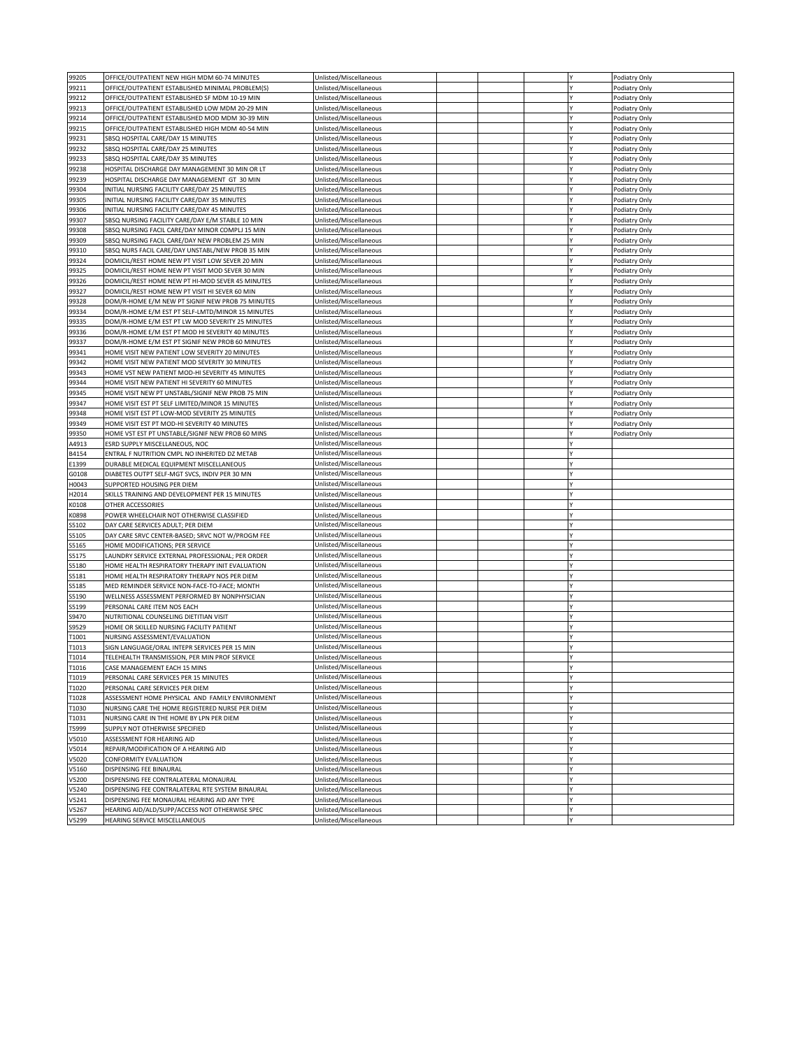| | | | | | | | |
|---|---|---|---|---|---|---|---|
| 99205 | OFFICE/OUTPATIENT NEW HIGH MDM 60-74 MINUTES | Unlisted/Miscellaneous | | | | Y | Podiatry Only |
| 99211 | OFFICE/OUTPATIENT ESTABLISHED MINIMAL PROBLEM(S) | Unlisted/Miscellaneous | | | | Y | Podiatry Only |
| 99212 | OFFICE/OUTPATIENT ESTABLISHED SF MDM 10-19 MIN | Unlisted/Miscellaneous | | | | Y | Podiatry Only |
| 99213 | OFFICE/OUTPATIENT ESTABLISHED LOW MDM 20-29 MIN | Unlisted/Miscellaneous | | | | Y | Podiatry Only |
| 99214 | OFFICE/OUTPATIENT ESTABLISHED MOD MDM 30-39 MIN | Unlisted/Miscellaneous | | | | Y | Podiatry Only |
| 99215 | OFFICE/OUTPATIENT ESTABLISHED HIGH MDM 40-54 MIN | Unlisted/Miscellaneous | | | | Y | Podiatry Only |
| 99231 | SBSQ HOSPITAL CARE/DAY 15 MINUTES | Unlisted/Miscellaneous | | | | Y | Podiatry Only |
| 99232 | SBSQ HOSPITAL CARE/DAY 25 MINUTES | Unlisted/Miscellaneous | | | | Y | Podiatry Only |
| 99233 | SBSQ HOSPITAL CARE/DAY 35 MINUTES | Unlisted/Miscellaneous | | | | Y | Podiatry Only |
| 99238 | HOSPITAL DISCHARGE DAY MANAGEMENT 30 MIN OR LT | Unlisted/Miscellaneous | | | | Y | Podiatry Only |
| 99239 | HOSPITAL DISCHARGE DAY MANAGEMENT GT 30 MIN | Unlisted/Miscellaneous | | | | Y | Podiatry Only |
| 99304 | INITIAL NURSING FACILITY CARE/DAY 25 MINUTES | Unlisted/Miscellaneous | | | | Y | Podiatry Only |
| 99305 | INITIAL NURSING FACILITY CARE/DAY 35 MINUTES | Unlisted/Miscellaneous | | | | Y | Podiatry Only |
| 99306 | INITIAL NURSING FACILITY CARE/DAY 45 MINUTES | Unlisted/Miscellaneous | | | | Y | Podiatry Only |
| 99307 | SBSQ NURSING FACILITY CARE/DAY E/M STABLE 10 MIN | Unlisted/Miscellaneous | | | | Y | Podiatry Only |
| 99308 | SBSQ NURSING FACIL CARE/DAY MINOR COMPLJ 15 MIN | Unlisted/Miscellaneous | | | | Y | Podiatry Only |
| 99309 | SBSQ NURSING FACIL CARE/DAY NEW PROBLEM 25 MIN | Unlisted/Miscellaneous | | | | Y | Podiatry Only |
| 99310 | SBSQ NURS FACIL CARE/DAY UNSTABL/NEW PROB 35 MIN | Unlisted/Miscellaneous | | | | Y | Podiatry Only |
| 99324 | DOMICIL/REST HOME NEW PT VISIT LOW SEVER 20 MIN | Unlisted/Miscellaneous | | | | Y | Podiatry Only |
| 99325 | DOMICIL/REST HOME NEW PT VISIT MOD SEVER 30 MIN | Unlisted/Miscellaneous | | | | Y | Podiatry Only |
| 99326 | DOMICIL/REST HOME NEW PT HI-MOD SEVER 45 MINUTES | Unlisted/Miscellaneous | | | | Y | Podiatry Only |
| 99327 | DOMICIL/REST HOME NEW PT VISIT HI SEVER 60 MIN | Unlisted/Miscellaneous | | | | Y | Podiatry Only |
| 99328 | DOM/R-HOME E/M NEW PT SIGNIF NEW PROB 75 MINUTES | Unlisted/Miscellaneous | | | | Y | Podiatry Only |
| 99334 | DOM/R-HOME E/M EST PT SELF-LMTD/MINOR 15 MINUTES | Unlisted/Miscellaneous | | | | Y | Podiatry Only |
| 99335 | DOM/R-HOME E/M EST PT LW MOD SEVERITY 25 MINUTES | Unlisted/Miscellaneous | | | | Y | Podiatry Only |
| 99336 | DOM/R-HOME E/M EST PT MOD HI SEVERITY 40 MINUTES | Unlisted/Miscellaneous | | | | Y | Podiatry Only |
| 99337 | DOM/R-HOME E/M EST PT SIGNIF NEW PROB 60 MINUTES | Unlisted/Miscellaneous | | | | Y | Podiatry Only |
| 99341 | HOME VISIT NEW PATIENT LOW SEVERITY 20 MINUTES | Unlisted/Miscellaneous | | | | Y | Podiatry Only |
| 99342 | HOME VISIT NEW PATIENT MOD SEVERITY 30 MINUTES | Unlisted/Miscellaneous | | | | Y | Podiatry Only |
| 99343 | HOME VST NEW PATIENT MOD-HI SEVERITY 45 MINUTES | Unlisted/Miscellaneous | | | | Y | Podiatry Only |
| 99344 | HOME VISIT NEW PATIENT HI SEVERITY 60 MINUTES | Unlisted/Miscellaneous | | | | Y | Podiatry Only |
| 99345 | HOME VISIT NEW PT UNSTABL/SIGNIF NEW PROB 75 MIN | Unlisted/Miscellaneous | | | | Y | Podiatry Only |
| 99347 | HOME VISIT EST PT SELF LIMITED/MINOR 15 MINUTES | Unlisted/Miscellaneous | | | | Y | Podiatry Only |
| 99348 | HOME VISIT EST PT LOW-MOD SEVERITY 25 MINUTES | Unlisted/Miscellaneous | | | | Y | Podiatry Only |
| 99349 | HOME VISIT EST PT MOD-HI SEVERITY 40 MINUTES | Unlisted/Miscellaneous | | | | Y | Podiatry Only |
| 99350 | HOME VST EST PT UNSTABLE/SIGNIF NEW PROB 60 MINS | Unlisted/Miscellaneous | | | | Y | Podiatry Only |
| A4913 | ESRD SUPPLY MISCELLANEOUS, NOC | Unlisted/Miscellaneous | | | | Y | |
| B4154 | ENTRAL F NUTRITION CMPL NO INHERITED DZ METAB | Unlisted/Miscellaneous | | | | Y | |
| E1399 | DURABLE MEDICAL EQUIPMENT MISCELLANEOUS | Unlisted/Miscellaneous | | | | Y | |
| G0108 | DIABETES OUTPT SELF-MGT SVCS, INDIV PER 30 MN | Unlisted/Miscellaneous | | | | Y | |
| H0043 | SUPPORTED HOUSING PER DIEM | Unlisted/Miscellaneous | | | | Y | |
| H2014 | SKILLS TRAINING AND DEVELOPMENT PER 15 MINUTES | Unlisted/Miscellaneous | | | | Y | |
| K0108 | OTHER ACCESSORIES | Unlisted/Miscellaneous | | | | Y | |
| K0898 | POWER WHEELCHAIR NOT OTHERWISE CLASSIFIED | Unlisted/Miscellaneous | | | | Y | |
| S5102 | DAY CARE SERVICES ADULT; PER DIEM | Unlisted/Miscellaneous | | | | Y | |
| S5105 | DAY CARE SRVC CENTER-BASED; SRVC NOT W/PROGM FEE | Unlisted/Miscellaneous | | | | Y | |
| S5165 | HOME MODIFICATIONS; PER SERVICE | Unlisted/Miscellaneous | | | | Y | |
| S5175 | LAUNDRY SERVICE EXTERNAL PROFESSIONAL; PER ORDER | Unlisted/Miscellaneous | | | | Y | |
| S5180 | HOME HEALTH RESPIRATORY THERAPY INIT EVALUATION | Unlisted/Miscellaneous | | | | Y | |
| S5181 | HOME HEALTH RESPIRATORY THERAPY NOS PER DIEM | Unlisted/Miscellaneous | | | | Y | |
| S5185 | MED REMINDER SERVICE NON-FACE-TO-FACE; MONTH | Unlisted/Miscellaneous | | | | Y | |
| S5190 | WELLNESS ASSESSMENT PERFORMED BY NONPHYSICIAN | Unlisted/Miscellaneous | | | | Y | |
| S5199 | PERSONAL CARE ITEM NOS EACH | Unlisted/Miscellaneous | | | | Y | |
| S9470 | NUTRITIONAL COUNSELING DIETITIAN VISIT | Unlisted/Miscellaneous | | | | Y | |
| S9529 | HOME OR SKILLED NURSING FACILITY PATIENT | Unlisted/Miscellaneous | | | | Y | |
| T1001 | NURSING ASSESSMENT/EVALUATION | Unlisted/Miscellaneous | | | | Y | |
| T1013 | SIGN LANGUAGE/ORAL INTEPR SERVICES PER 15 MIN | Unlisted/Miscellaneous | | | | Y | |
| T1014 | TELEHEALTH TRANSMISSION, PER MIN PROF SERVICE | Unlisted/Miscellaneous | | | | Y | |
| T1016 | CASE MANAGEMENT EACH 15 MINS | Unlisted/Miscellaneous | | | | Y | |
| T1019 | PERSONAL CARE SERVICES PER 15 MINUTES | Unlisted/Miscellaneous | | | | Y | |
| T1020 | PERSONAL CARE SERVICES PER DIEM | Unlisted/Miscellaneous | | | | Y | |
| T1028 | ASSESSMENT HOME PHYSICAL AND FAMILY ENVIRONMENT | Unlisted/Miscellaneous | | | | Y | |
| T1030 | NURSING CARE THE HOME REGISTERED NURSE PER DIEM | Unlisted/Miscellaneous | | | | Y | |
| T1031 | NURSING CARE IN THE HOME BY LPN PER DIEM | Unlisted/Miscellaneous | | | | Y | |
| T5999 | SUPPLY NOT OTHERWISE SPECIFIED | Unlisted/Miscellaneous | | | | Y | |
| V5010 | ASSESSMENT FOR HEARING AID | Unlisted/Miscellaneous | | | | Y | |
| V5014 | REPAIR/MODIFICATION OF A HEARING AID | Unlisted/Miscellaneous | | | | Y | |
| V5020 | CONFORMITY EVALUATION | Unlisted/Miscellaneous | | | | Y | |
| V5160 | DISPENSING FEE BINAURAL | Unlisted/Miscellaneous | | | | Y | |
| V5200 | DISPENSING FEE CONTRALATERAL MONAURAL | Unlisted/Miscellaneous | | | | Y | |
| V5240 | DISPENSING FEE CONTRALATERAL RTE SYSTEM BINAURAL | Unlisted/Miscellaneous | | | | Y | |
| V5241 | DISPENSING FEE MONAURAL HEARING AID ANY TYPE | Unlisted/Miscellaneous | | | | Y | |
| V5267 | HEARING AID/ALD/SUPP/ACCESS NOT OTHERWISE SPEC | Unlisted/Miscellaneous | | | | Y | |
| V5299 | HEARING SERVICE MISCELLANEOUS | Unlisted/Miscellaneous | | | | Y | |